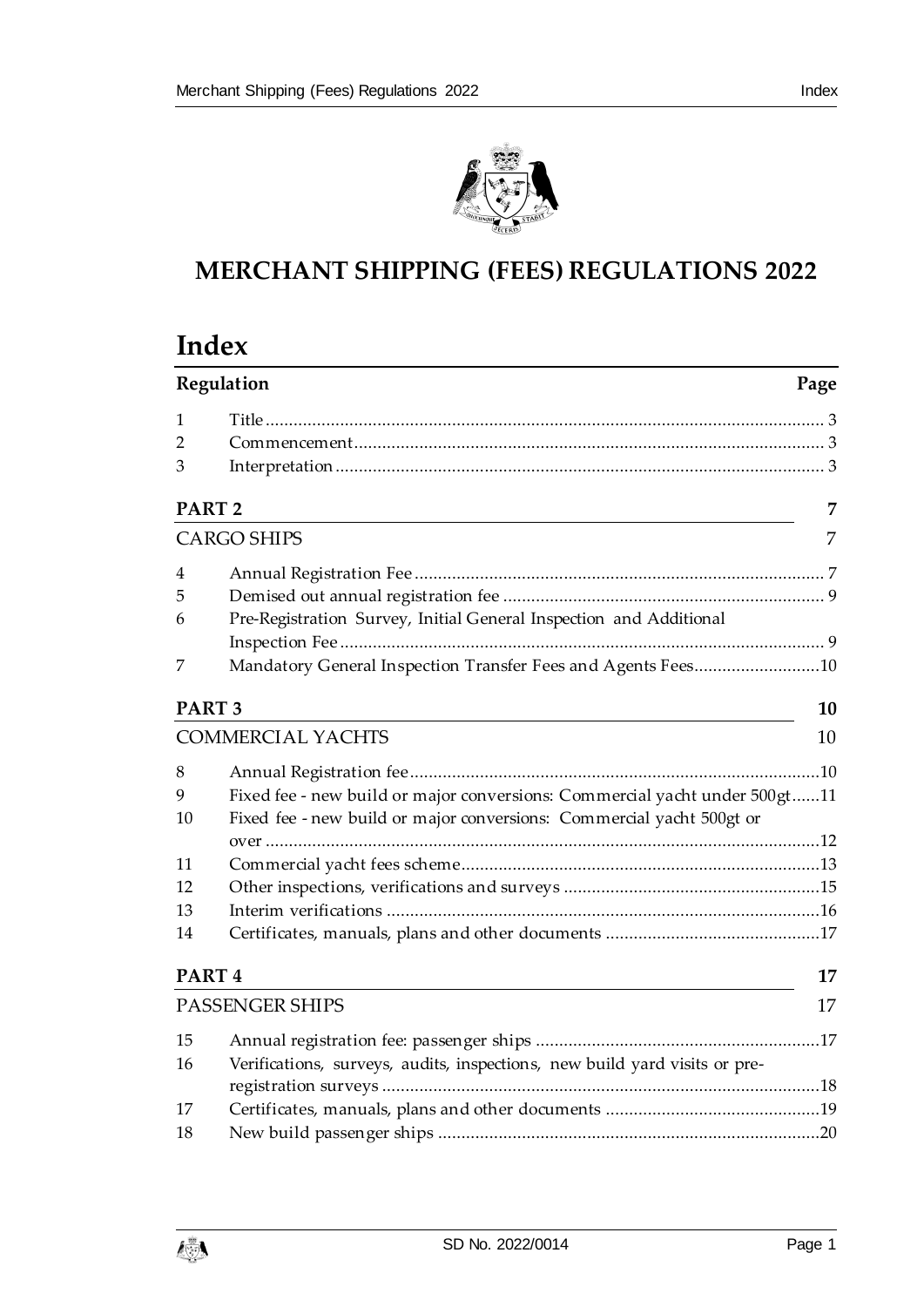# MERCHANT SHIPPING (FEES) REGULATIONS 2022

## Index

| Regulation | | Page |
|---|---|---|
| 1 | Title | 3 |
| 2 | Commencement | 3 |
| 3 | Interpretation | 3 |
| **PART 2** | | **7** |
| CARGO SHIPS | | 7 |
| 4 | Annual Registration Fee | 7 |
| 5 | Demised out annual registration fee | 9 |
| 6 | Pre-Registration Survey, Initial General Inspection and Additional Inspection Fee | 9 |
| 7 | Mandatory General Inspection Transfer Fees and Agents Fees | 10 |
| **PART 3** | | **10** |
| COMMERCIAL YACHTS | | 10 |
| 8 | Annual Registration fee | 10 |
| 9 | Fixed fee - new build or major conversions: Commercial yacht under 500gt | 11 |
| 10 | Fixed fee - new build or major conversions: Commercial yacht 500gt or over | 12 |
| 11 | Commercial yacht fees scheme | 13 |
| 12 | Other inspections, verifications and surveys | 15 |
| 13 | Interim verifications | 16 |
| 14 | Certificates, manuals, plans and other documents | 17 |
| **PART 4** | | **17** |
| PASSENGER SHIPS | | 17 |
| 15 | Annual registration fee: passenger ships | 17 |
| 16 | Verifications, surveys, audits, inspections, new build yard visits or pre-registration surveys | 18 |
| 17 | Certificates, manuals, plans and other documents | 19 |
| 18 | New build passenger ships | 20 |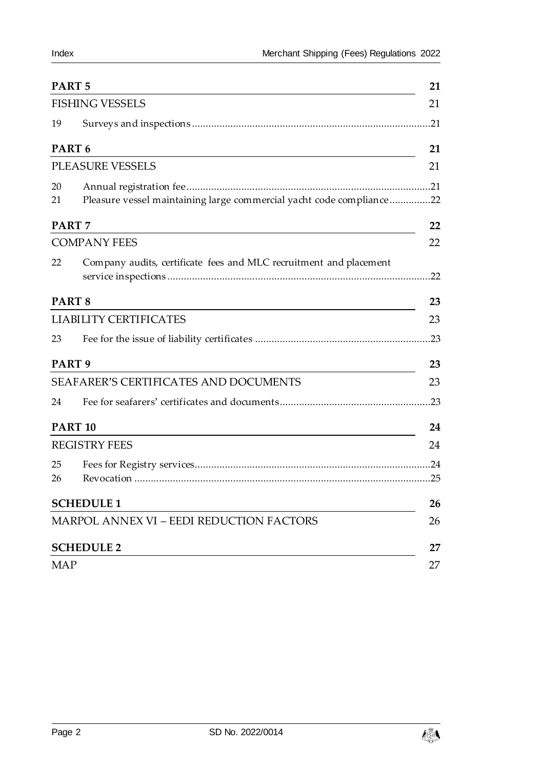| | | |
|---|---|---|
| **PART 5** | | **21** |
| FISHING VESSELS | | 21 |
| 19 | Surveys and inspections | 21 |
| **PART 6** | | **21** |
| PLEASURE VESSELS | | 21 |
| 20 | Annual registration fee | 21 |
| 21 | Pleasure vessel maintaining large commercial yacht code compliance | 22 |
| **PART 7** | | **22** |
| COMPANY FEES | | 22 |
| 22 | Company audits, certificate fees and MLC recruitment and placement service inspections | 22 |
| **PART 8** | | **23** |
| LIABILITY CERTIFICATES | | 23 |
| 23 | Fee for the issue of liability certificates | 23 |
| **PART 9** | | **23** |
| SEAFARER'S CERTIFICATES AND DOCUMENTS | | 23 |
| 24 | Fee for seafarers' certificates and documents | 23 |
| **PART 10** | | **24** |
| REGISTRY FEES | | 24 |
| 25 | Fees for Registry services | 24 |
| 26 | Revocation | 25 |
| **SCHEDULE 1** | | **26** |
| MARPOL ANNEX VI – EEDI REDUCTION FACTORS | | 26 |
| **SCHEDULE 2** | | **27** |
| MAP | | 27 |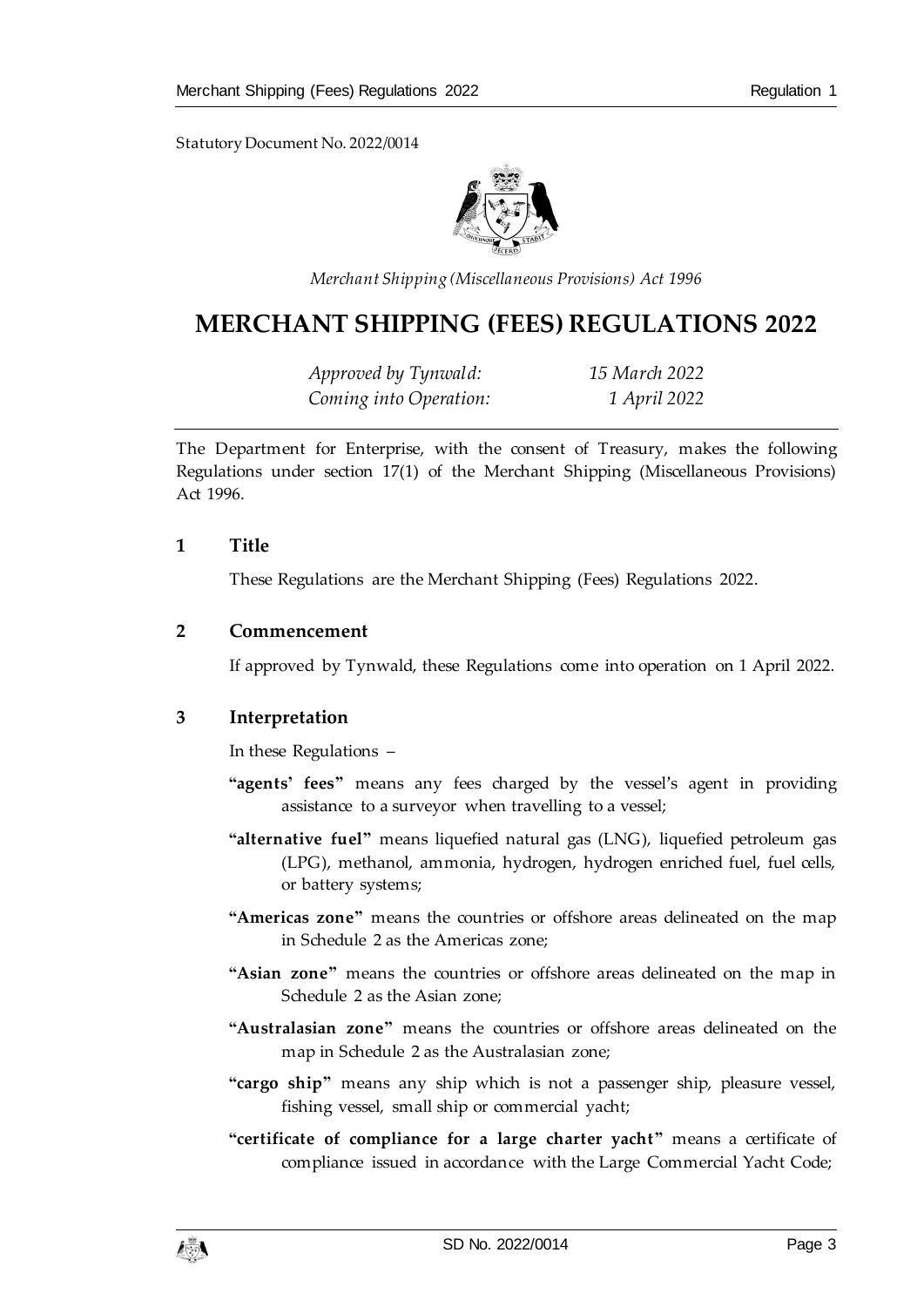Statutory Document No. 2022/0014

*Merchant Shipping (Miscellaneous Provisions) Act 1996*

# MERCHANT SHIPPING (FEES) REGULATIONS 2022

*Approved by Tynwald:* *15 March 2022*
*Coming into Operation:* *1 April 2022*

The Department for Enterprise, with the consent of Treasury, makes the following Regulations under section 17(1) of the Merchant Shipping (Miscellaneous Provisions) Act 1996.

## 1 Title

These Regulations are the Merchant Shipping (Fees) Regulations 2022.

## 2 Commencement

If approved by Tynwald, these Regulations come into operation on 1 April 2022.

## 3 Interpretation

In these Regulations —

**"agents' fees"** means any fees charged by the vessel's agent in providing assistance to a surveyor when travelling to a vessel;

**"alternative fuel"** means liquefied natural gas (LNG), liquefied petroleum gas (LPG), methanol, ammonia, hydrogen, hydrogen enriched fuel, fuel cells, or battery systems;

**"Americas zone"** means the countries or offshore areas delineated on the map in Schedule 2 as the Americas zone;

**"Asian zone"** means the countries or offshore areas delineated on the map in Schedule 2 as the Asian zone;

**"Australasian zone"** means the countries or offshore areas delineated on the map in Schedule 2 as the Australasian zone;

**"cargo ship"** means any ship which is not a passenger ship, pleasure vessel, fishing vessel, small ship or commercial yacht;

**"certificate of compliance for a large charter yacht"** means a certificate of compliance issued in accordance with the Large Commercial Yacht Code;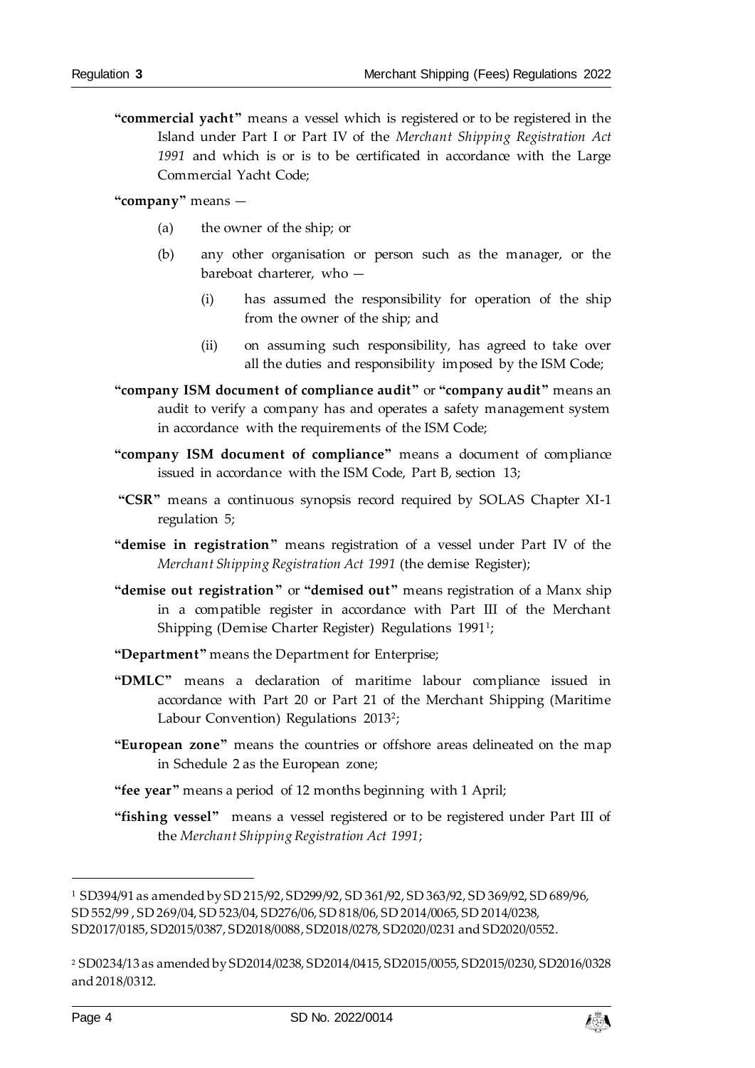**"commercial yacht"** means a vessel which is registered or to be registered in the Island under Part I or Part IV of the *Merchant Shipping Registration Act 1991* and which is or is to be certificated in accordance with the Large Commercial Yacht Code;

**"company"** means —

(a) the owner of the ship; or

(b) any other organisation or person such as the manager, or the bareboat charterer, who —

(i) has assumed the responsibility for operation of the ship from the owner of the ship; and

(ii) on assuming such responsibility, has agreed to take over all the duties and responsibility imposed by the ISM Code;

**"company ISM document of compliance audit"** or **"company audit"** means an audit to verify a company has and operates a safety management system in accordance with the requirements of the ISM Code;

**"company ISM document of compliance"** means a document of compliance issued in accordance with the ISM Code, Part B, section 13;

**"CSR"** means a continuous synopsis record required by SOLAS Chapter XI-1 regulation 5;

**"demise in registration"** means registration of a vessel under Part IV of the *Merchant Shipping Registration Act 1991* (the demise Register);

**"demise out registration"** or **"demised out"** means registration of a Manx ship in a compatible register in accordance with Part III of the Merchant Shipping (Demise Charter Register) Regulations 1991[1];

**"Department"** means the Department for Enterprise;

**"DMLC"** means a declaration of maritime labour compliance issued in accordance with Part 20 or Part 21 of the Merchant Shipping (Maritime Labour Convention) Regulations 2013[2];

**"European zone"** means the countries or offshore areas delineated on the map in Schedule 2 as the European zone;

**"fee year"** means a period of 12 months beginning with 1 April;

**"fishing vessel"** means a vessel registered or to be registered under Part III of the *Merchant Shipping Registration Act 1991*;

---

[1] SD394/91 as amended by SD 215/92, SD299/92, SD 361/92, SD 363/92, SD 369/92, SD 689/96, SD 552/99 , SD 269/04, SD 523/04, SD276/06, SD 818/06, SD 2014/0065, SD 2014/0238, SD2017/0185, SD2015/0387, SD2018/0088, SD2018/0278, SD2020/0231 and SD2020/0552.

[2] SD0234/13 as amended by SD2014/0238, SD2014/0415, SD2015/0055, SD2015/0230, SD2016/0328 and 2018/0312.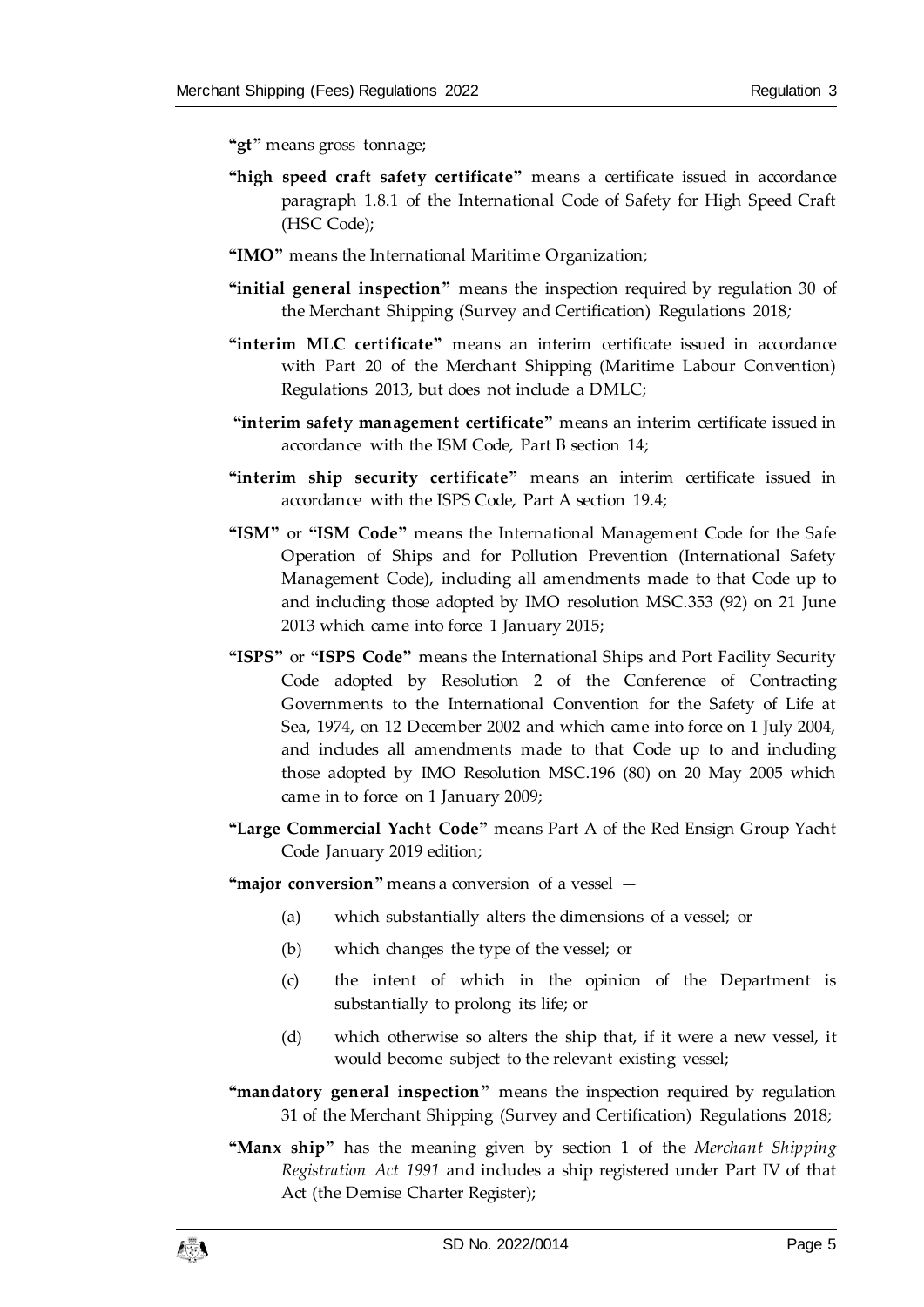**"gt"** means gross tonnage;

**"high speed craft safety certificate"** means a certificate issued in accordance paragraph 1.8.1 of the International Code of Safety for High Speed Craft (HSC Code);

**"IMO"** means the International Maritime Organization;

**"initial general inspection"** means the inspection required by regulation 30 of the Merchant Shipping (Survey and Certification) Regulations 2018;

**"interim MLC certificate"** means an interim certificate issued in accordance with Part 20 of the Merchant Shipping (Maritime Labour Convention) Regulations 2013, but does not include a DMLC;

**"interim safety management certificate"** means an interim certificate issued in accordance with the ISM Code, Part B section 14;

**"interim ship security certificate"** means an interim certificate issued in accordance with the ISPS Code, Part A section 19.4;

**"ISM"** or **"ISM Code"** means the International Management Code for the Safe Operation of Ships and for Pollution Prevention (International Safety Management Code), including all amendments made to that Code up to and including those adopted by IMO resolution MSC.353 (92) on 21 June 2013 which came into force 1 January 2015;

**"ISPS"** or **"ISPS Code"** means the International Ships and Port Facility Security Code adopted by Resolution 2 of the Conference of Contracting Governments to the International Convention for the Safety of Life at Sea, 1974, on 12 December 2002 and which came into force on 1 July 2004, and includes all amendments made to that Code up to and including those adopted by IMO Resolution MSC.196 (80) on 20 May 2005 which came in to force on 1 January 2009;

**"Large Commercial Yacht Code"** means Part A of the Red Ensign Group Yacht Code January 2019 edition;

**"major conversion"** means a conversion of a vessel —

(a) which substantially alters the dimensions of a vessel; or

(b) which changes the type of the vessel; or

(c) the intent of which in the opinion of the Department is substantially to prolong its life; or

(d) which otherwise so alters the ship that, if it were a new vessel, it would become subject to the relevant existing vessel;

**"mandatory general inspection"** means the inspection required by regulation 31 of the Merchant Shipping (Survey and Certification) Regulations 2018;

**"Manx ship"** has the meaning given by section 1 of the *Merchant Shipping Registration Act 1991* and includes a ship registered under Part IV of that Act (the Demise Charter Register);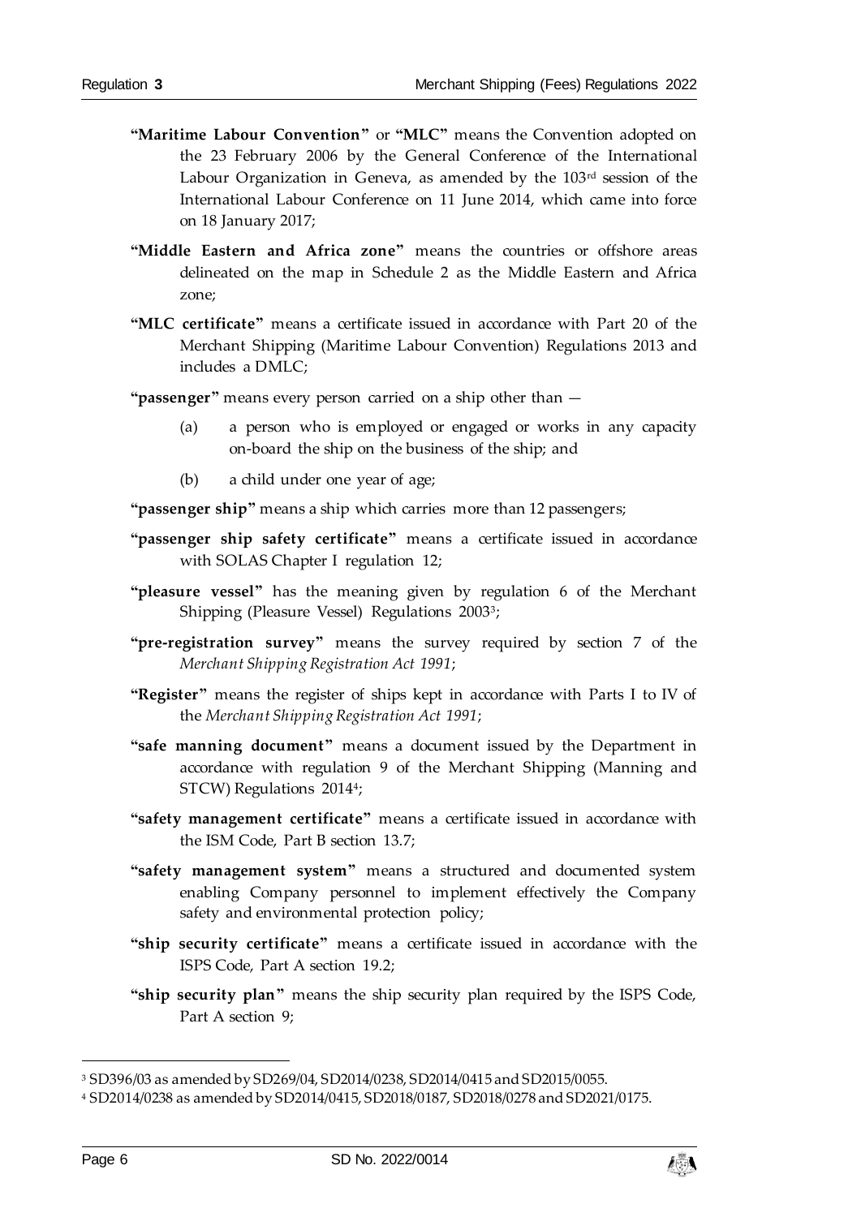**"Maritime Labour Convention"** or **"MLC"** means the Convention adopted on the 23 February 2006 by the General Conference of the International Labour Organization in Geneva, as amended by the 103rd session of the International Labour Conference on 11 June 2014, which came into force on 18 January 2017;

**"Middle Eastern and Africa zone"** means the countries or offshore areas delineated on the map in Schedule 2 as the Middle Eastern and Africa zone;

**"MLC certificate"** means a certificate issued in accordance with Part 20 of the Merchant Shipping (Maritime Labour Convention) Regulations 2013 and includes a DMLC;

**"passenger"** means every person carried on a ship other than —

(a) a person who is employed or engaged or works in any capacity on-board the ship on the business of the ship; and

(b) a child under one year of age;

**"passenger ship"** means a ship which carries more than 12 passengers;

**"passenger ship safety certificate"** means a certificate issued in accordance with SOLAS Chapter I regulation 12;

**"pleasure vessel"** has the meaning given by regulation 6 of the Merchant Shipping (Pleasure Vessel) Regulations 2003[3];

**"pre-registration survey"** means the survey required by section 7 of the *Merchant Shipping Registration Act 1991*;

**"Register"** means the register of ships kept in accordance with Parts I to IV of the *Merchant Shipping Registration Act 1991*;

**"safe manning document"** means a document issued by the Department in accordance with regulation 9 of the Merchant Shipping (Manning and STCW) Regulations 2014[4];

**"safety management certificate"** means a certificate issued in accordance with the ISM Code, Part B section 13.7;

**"safety management system"** means a structured and documented system enabling Company personnel to implement effectively the Company safety and environmental protection policy;

**"ship security certificate"** means a certificate issued in accordance with the ISPS Code, Part A section 19.2;

**"ship security plan"** means the ship security plan required by the ISPS Code, Part A section 9;

---

[3] SD396/03 as amended by SD269/04, SD2014/0238, SD2014/0415 and SD2015/0055.

[4] SD2014/0238 as amended by SD2014/0415, SD2018/0187, SD2018/0278 and SD2021/0175.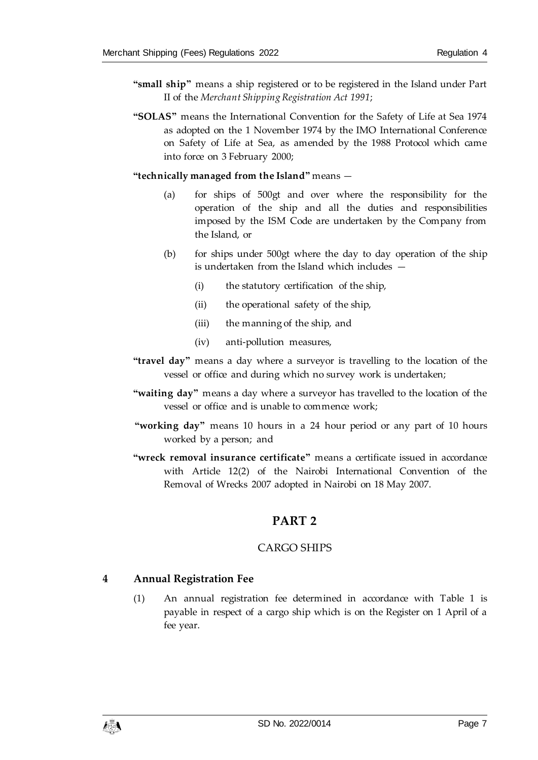**"small ship"** means a ship registered or to be registered in the Island under Part II of the *Merchant Shipping Registration Act 1991*;

**"SOLAS"** means the International Convention for the Safety of Life at Sea 1974 as adopted on the 1 November 1974 by the IMO International Conference on Safety of Life at Sea, as amended by the 1988 Protocol which came into force on 3 February 2000;

**"technically managed from the Island"** means —

(a) for ships of 500gt and over where the responsibility for the operation of the ship and all the duties and responsibilities imposed by the ISM Code are undertaken by the Company from the Island, or

(b) for ships under 500gt where the day to day operation of the ship is undertaken from the Island which includes —

(i) the statutory certification of the ship,

(ii) the operational safety of the ship,

(iii) the manning of the ship, and

(iv) anti-pollution measures,

**"travel day"** means a day where a surveyor is travelling to the location of the vessel or office and during which no survey work is undertaken;

**"waiting day"** means a day where a surveyor has travelled to the location of the vessel or office and is unable to commence work;

**"working day"** means 10 hours in a 24 hour period or any part of 10 hours worked by a person; and

**"wreck removal insurance certificate"** means a certificate issued in accordance with Article 12(2) of the Nairobi International Convention of the Removal of Wrecks 2007 adopted in Nairobi on 18 May 2007.

# PART 2

## CARGO SHIPS

### 4 Annual Registration Fee

(1) An annual registration fee determined in accordance with Table 1 is payable in respect of a cargo ship which is on the Register on 1 April of a fee year.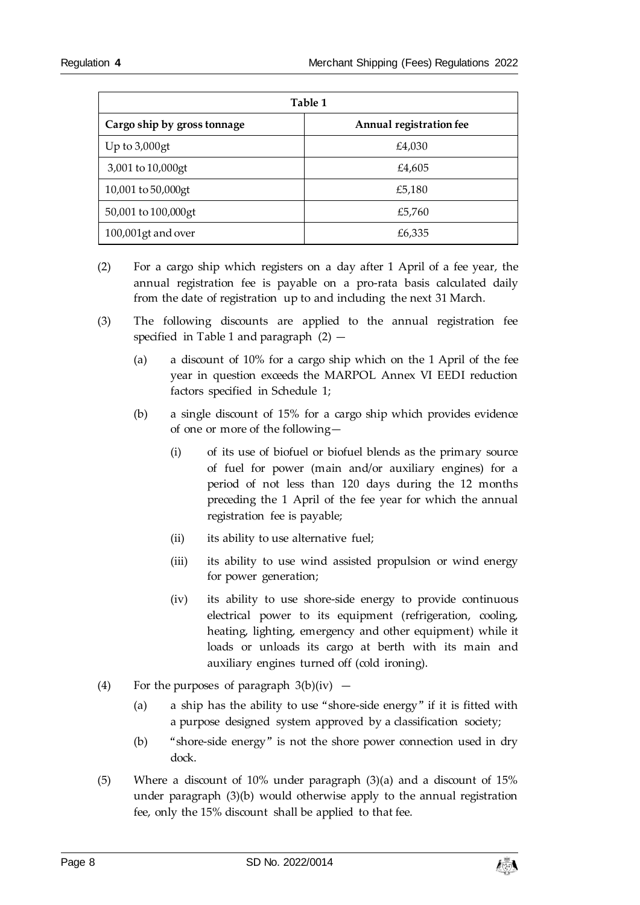| Table 1 | |
| --- | --- |
| **Cargo ship by gross tonnage** | **Annual registration fee** |
| Up to 3,000gt | £4,030 |
| 3,001 to 10,000gt | £4,605 |
| 10,001 to 50,000gt | £5,180 |
| 50,001 to 100,000gt | £5,760 |
| 100,001gt and over | £6,335 |

(2) For a cargo ship which registers on a day after 1 April of a fee year, the annual registration fee is payable on a pro-rata basis calculated daily from the date of registration up to and including the next 31 March.

(3) The following discounts are applied to the annual registration fee specified in Table 1 and paragraph (2) —

(a) a discount of 10% for a cargo ship which on the 1 April of the fee year in question exceeds the MARPOL Annex VI EEDI reduction factors specified in Schedule 1;

(b) a single discount of 15% for a cargo ship which provides evidence of one or more of the following—

(i) of its use of biofuel or biofuel blends as the primary source of fuel for power (main and/or auxiliary engines) for a period of not less than 120 days during the 12 months preceding the 1 April of the fee year for which the annual registration fee is payable;

(ii) its ability to use alternative fuel;

(iii) its ability to use wind assisted propulsion or wind energy for power generation;

(iv) its ability to use shore-side energy to provide continuous electrical power to its equipment (refrigeration, cooling, heating, lighting, emergency and other equipment) while it loads or unloads its cargo at berth with its main and auxiliary engines turned off (cold ironing).

(4) For the purposes of paragraph 3(b)(iv) —

(a) a ship has the ability to use "shore-side energy" if it is fitted with a purpose designed system approved by a classification society;

(b) "shore-side energy" is not the shore power connection used in dry dock.

(5) Where a discount of 10% under paragraph (3)(a) and a discount of 15% under paragraph (3)(b) would otherwise apply to the annual registration fee, only the 15% discount shall be applied to that fee.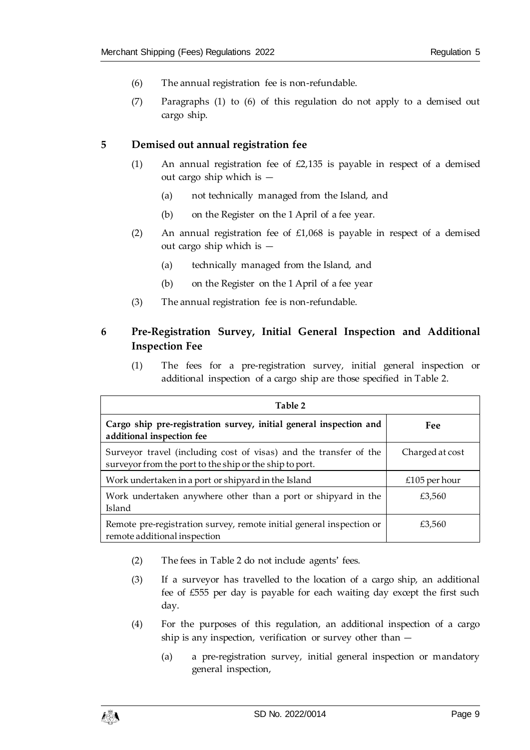(6) The annual registration fee is non-refundable.

(7) Paragraphs (1) to (6) of this regulation do not apply to a demised out cargo ship.

## 5 Demised out annual registration fee

(1) An annual registration fee of £2,135 is payable in respect of a demised out cargo ship which is —

(a) not technically managed from the Island, and

(b) on the Register on the 1 April of a fee year.

(2) An annual registration fee of £1,068 is payable in respect of a demised out cargo ship which is —

(a) technically managed from the Island, and

(b) on the Register on the 1 April of a fee year

(3) The annual registration fee is non-refundable.

## 6 Pre-Registration Survey, Initial General Inspection and Additional Inspection Fee

(1) The fees for a pre-registration survey, initial general inspection or additional inspection of a cargo ship are those specified in Table 2.

| Table 2 | |
|---|---|
| **Cargo ship pre-registration survey, initial general inspection and additional inspection fee** | **Fee** |
| Surveyor travel (including cost of visas) and the transfer of the surveyor from the port to the ship or the ship to port. | Charged at cost |
| Work undertaken in a port or shipyard in the Island | £105 per hour |
| Work undertaken anywhere other than a port or shipyard in the Island | £3,560 |
| Remote pre-registration survey, remote initial general inspection or remote additional inspection | £3,560 |

(2) The fees in Table 2 do not include agents' fees.

(3) If a surveyor has travelled to the location of a cargo ship, an additional fee of £555 per day is payable for each waiting day except the first such day.

(4) For the purposes of this regulation, an additional inspection of a cargo ship is any inspection, verification or survey other than —

(a) a pre-registration survey, initial general inspection or mandatory general inspection,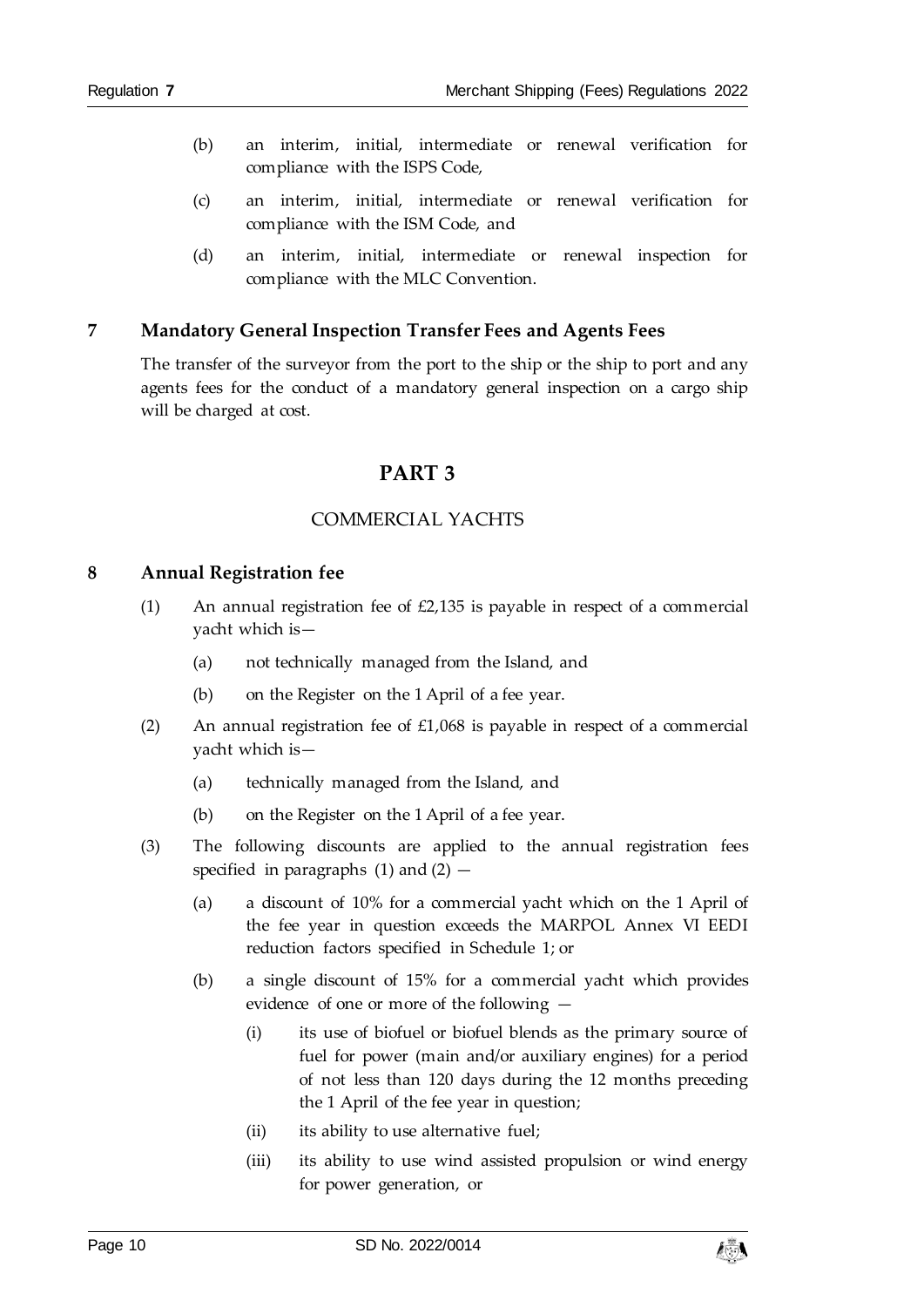(b) an interim, initial, intermediate or renewal verification for compliance with the ISPS Code,

(c) an interim, initial, intermediate or renewal verification for compliance with the ISM Code, and

(d) an interim, initial, intermediate or renewal inspection for compliance with the MLC Convention.

## 7 Mandatory General Inspection Transfer Fees and Agents Fees

The transfer of the surveyor from the port to the ship or the ship to port and any agents fees for the conduct of a mandatory general inspection on a cargo ship will be charged at cost.

# PART 3

## COMMERCIAL YACHTS

## 8 Annual Registration fee

(1) An annual registration fee of £2,135 is payable in respect of a commercial yacht which is—

(a) not technically managed from the Island, and

(b) on the Register on the 1 April of a fee year.

(2) An annual registration fee of £1,068 is payable in respect of a commercial yacht which is—

(a) technically managed from the Island, and

(b) on the Register on the 1 April of a fee year.

(3) The following discounts are applied to the annual registration fees specified in paragraphs (1) and (2) —

(a) a discount of 10% for a commercial yacht which on the 1 April of the fee year in question exceeds the MARPOL Annex VI EEDI reduction factors specified in Schedule 1; or

(b) a single discount of 15% for a commercial yacht which provides evidence of one or more of the following —

(i) its use of biofuel or biofuel blends as the primary source of fuel for power (main and/or auxiliary engines) for a period of not less than 120 days during the 12 months preceding the 1 April of the fee year in question;

(ii) its ability to use alternative fuel;

(iii) its ability to use wind assisted propulsion or wind energy for power generation, or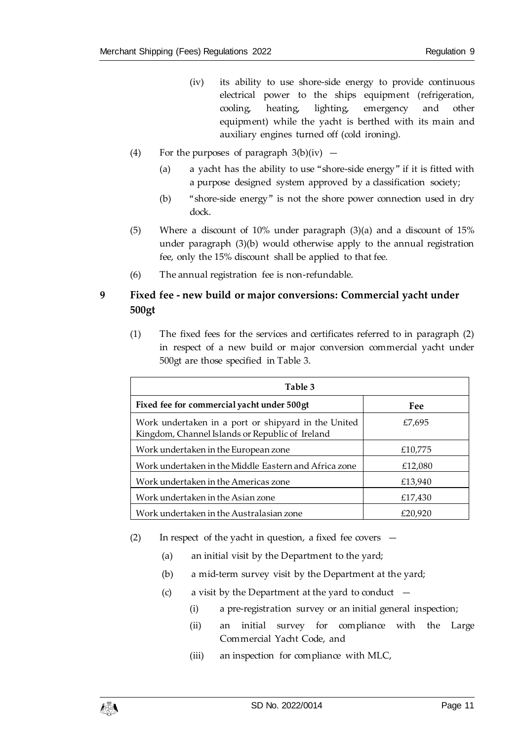(iv) its ability to use shore-side energy to provide continuous electrical power to the ships equipment (refrigeration, cooling, heating, lighting, emergency and other equipment) while the yacht is berthed with its main and auxiliary engines turned off (cold ironing).

(4) For the purposes of paragraph 3(b)(iv) —

(a) a yacht has the ability to use "shore-side energy" if it is fitted with a purpose designed system approved by a classification society;

(b) "shore-side energy" is not the shore power connection used in dry dock.

(5) Where a discount of 10% under paragraph (3)(a) and a discount of 15% under paragraph (3)(b) would otherwise apply to the annual registration fee, only the 15% discount shall be applied to that fee.

(6) The annual registration fee is non-refundable.

## 9 Fixed fee - new build or major conversions: Commercial yacht under 500gt

(1) The fixed fees for the services and certificates referred to in paragraph (2) in respect of a new build or major conversion commercial yacht under 500gt are those specified in Table 3.

| Table 3 | |
|---|---|
| **Fixed fee for commercial yacht under 500gt** | **Fee** |
| Work undertaken in a port or shipyard in the United Kingdom, Channel Islands or Republic of Ireland | £7,695 |
| Work undertaken in the European zone | £10,775 |
| Work undertaken in the Middle Eastern and Africa zone | £12,080 |
| Work undertaken in the Americas zone | £13,940 |
| Work undertaken in the Asian zone | £17,430 |
| Work undertaken in the Australasian zone | £20,920 |

(2) In respect of the yacht in question, a fixed fee covers —

(a) an initial visit by the Department to the yard;

(b) a mid-term survey visit by the Department at the yard;

(c) a visit by the Department at the yard to conduct —

(i) a pre-registration survey or an initial general inspection;

(ii) an initial survey for compliance with the Large Commercial Yacht Code, and

(iii) an inspection for compliance with MLC,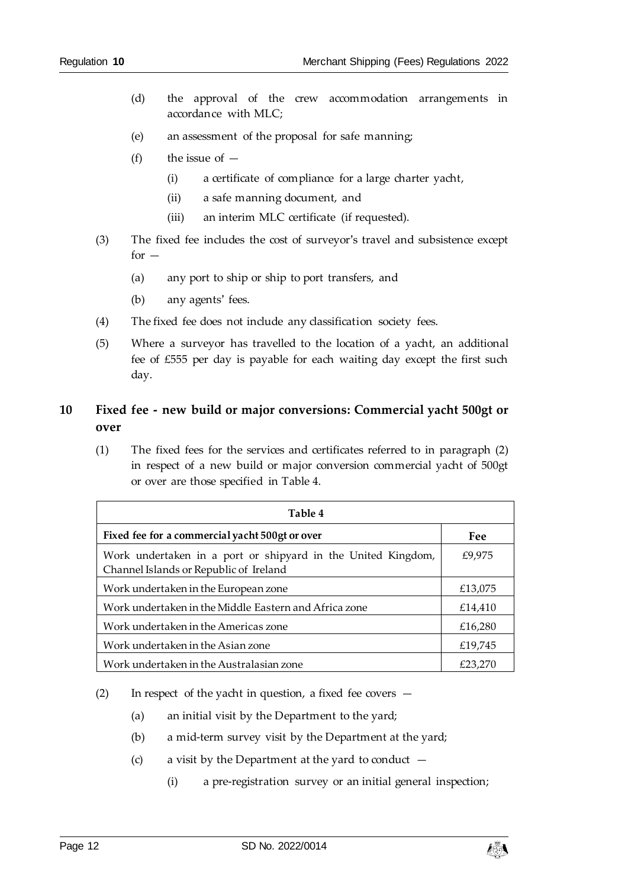(d) the approval of the crew accommodation arrangements in accordance with MLC;

(e) an assessment of the proposal for safe manning;

(f) the issue of —

(i) a certificate of compliance for a large charter yacht,

(ii) a safe manning document, and

(iii) an interim MLC certificate (if requested).

(3) The fixed fee includes the cost of surveyor's travel and subsistence except for —

(a) any port to ship or ship to port transfers, and

(b) any agents' fees.

(4) The fixed fee does not include any classification society fees.

(5) Where a surveyor has travelled to the location of a yacht, an additional fee of £555 per day is payable for each waiting day except the first such day.

## 10 Fixed fee - new build or major conversions: Commercial yacht 500gt or over

(1) The fixed fees for the services and certificates referred to in paragraph (2) in respect of a new build or major conversion commercial yacht of 500gt or over are those specified in Table 4.

| Table 4 | |
|---|---|
| **Fixed fee for a commercial yacht 500gt or over** | **Fee** |
| Work undertaken in a port or shipyard in the United Kingdom, Channel Islands or Republic of Ireland | £9,975 |
| Work undertaken in the European zone | £13,075 |
| Work undertaken in the Middle Eastern and Africa zone | £14,410 |
| Work undertaken in the Americas zone | £16,280 |
| Work undertaken in the Asian zone | £19,745 |
| Work undertaken in the Australasian zone | £23,270 |

(2) In respect of the yacht in question, a fixed fee covers —

(a) an initial visit by the Department to the yard;

(b) a mid-term survey visit by the Department at the yard;

(c) a visit by the Department at the yard to conduct —

(i) a pre-registration survey or an initial general inspection;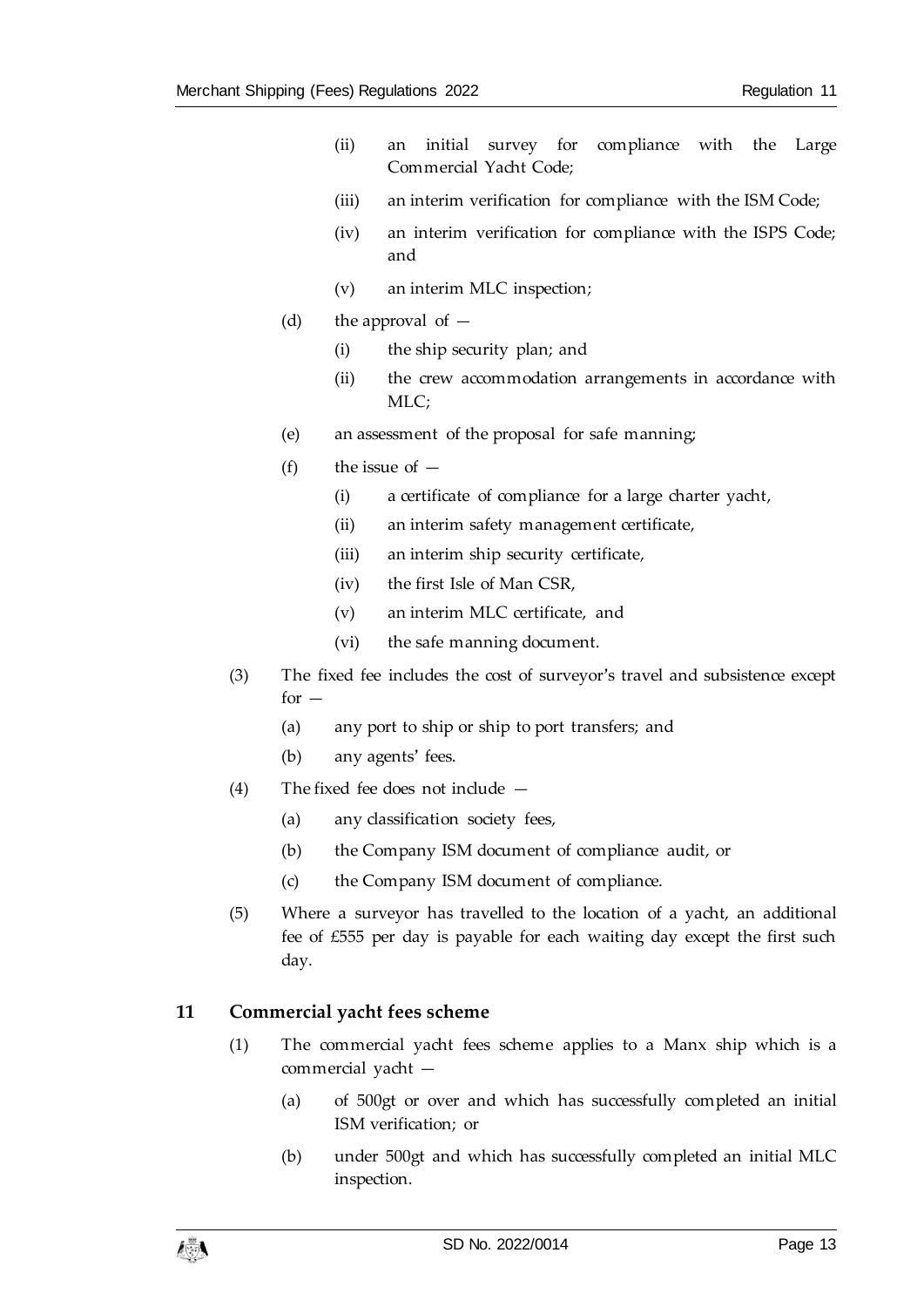(ii) an initial survey for compliance with the Large Commercial Yacht Code;

(iii) an interim verification for compliance with the ISM Code;

(iv) an interim verification for compliance with the ISPS Code; and

(v) an interim MLC inspection;

(d) the approval of —

(i) the ship security plan; and

(ii) the crew accommodation arrangements in accordance with MLC;

(e) an assessment of the proposal for safe manning;

(f) the issue of —

(i) a certificate of compliance for a large charter yacht,

(ii) an interim safety management certificate,

(iii) an interim ship security certificate,

(iv) the first Isle of Man CSR,

(v) an interim MLC certificate, and

(vi) the safe manning document.

(3) The fixed fee includes the cost of surveyor's travel and subsistence except for —

(a) any port to ship or ship to port transfers; and

(b) any agents' fees.

(4) The fixed fee does not include —

(a) any classification society fees,

(b) the Company ISM document of compliance audit, or

(c) the Company ISM document of compliance.

(5) Where a surveyor has travelled to the location of a yacht, an additional fee of £555 per day is payable for each waiting day except the first such day.

## 11 Commercial yacht fees scheme

(1) The commercial yacht fees scheme applies to a Manx ship which is a commercial yacht —

(a) of 500gt or over and which has successfully completed an initial ISM verification; or

(b) under 500gt and which has successfully completed an initial MLC inspection.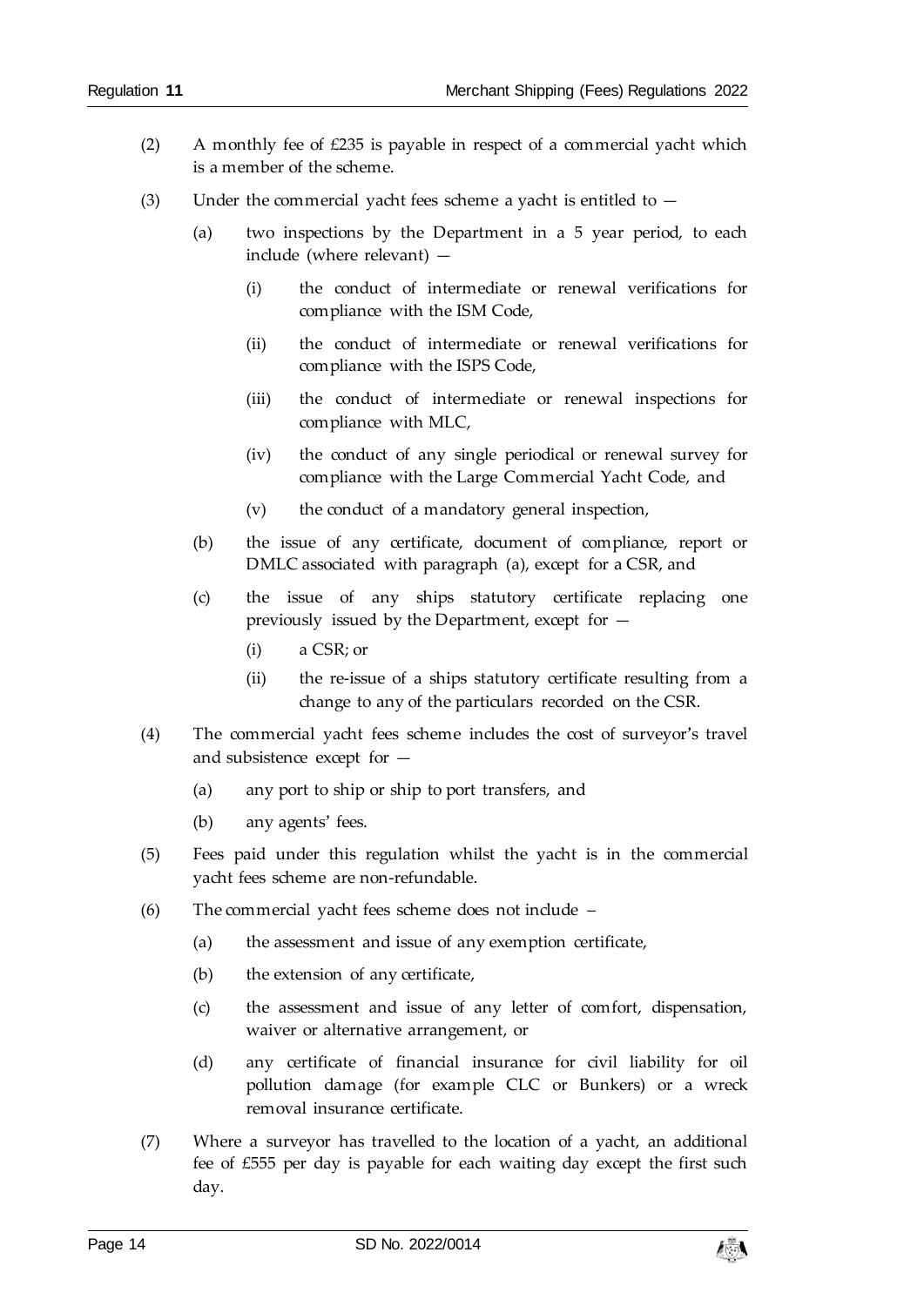(2) A monthly fee of £235 is payable in respect of a commercial yacht which is a member of the scheme.

(3) Under the commercial yacht fees scheme a yacht is entitled to —

- (a) two inspections by the Department in a 5 year period, to each include (where relevant) —
  - (i) the conduct of intermediate or renewal verifications for compliance with the ISM Code,
  - (ii) the conduct of intermediate or renewal verifications for compliance with the ISPS Code,
  - (iii) the conduct of intermediate or renewal inspections for compliance with MLC,
  - (iv) the conduct of any single periodical or renewal survey for compliance with the Large Commercial Yacht Code, and
  - (v) the conduct of a mandatory general inspection,
- (b) the issue of any certificate, document of compliance, report or DMLC associated with paragraph (a), except for a CSR, and
- (c) the issue of any ships statutory certificate replacing one previously issued by the Department, except for —
  - (i) a CSR; or
  - (ii) the re-issue of a ships statutory certificate resulting from a change to any of the particulars recorded on the CSR.

(4) The commercial yacht fees scheme includes the cost of surveyor's travel and subsistence except for —

- (a) any port to ship or ship to port transfers, and
- (b) any agents' fees.

(5) Fees paid under this regulation whilst the yacht is in the commercial yacht fees scheme are non-refundable.

(6) The commercial yacht fees scheme does not include –

- (a) the assessment and issue of any exemption certificate,
- (b) the extension of any certificate,
- (c) the assessment and issue of any letter of comfort, dispensation, waiver or alternative arrangement, or
- (d) any certificate of financial insurance for civil liability for oil pollution damage (for example CLC or Bunkers) or a wreck removal insurance certificate.

(7) Where a surveyor has travelled to the location of a yacht, an additional fee of £555 per day is payable for each waiting day except the first such day.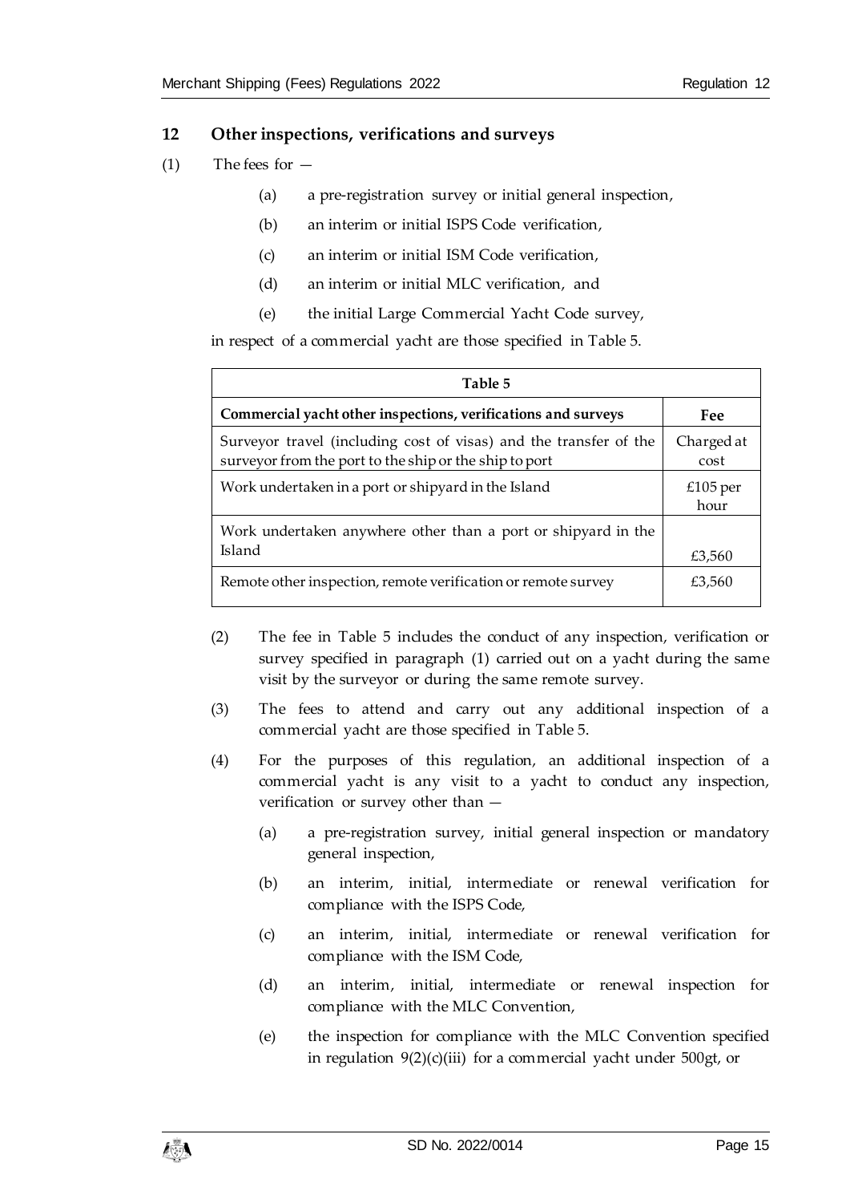## 12 Other inspections, verifications and surveys

(1) The fees for —

(a) a pre-registration survey or initial general inspection,

(b) an interim or initial ISPS Code verification,

(c) an interim or initial ISM Code verification,

(d) an interim or initial MLC verification, and

(e) the initial Large Commercial Yacht Code survey,

in respect of a commercial yacht are those specified in Table 5.

| Table 5 | |
|---|---|
| **Commercial yacht other inspections, verifications and surveys** | **Fee** |
| Surveyor travel (including cost of visas) and the transfer of the surveyor from the port to the ship or the ship to port | Charged at cost |
| Work undertaken in a port or shipyard in the Island | £105 per hour |
| Work undertaken anywhere other than a port or shipyard in the Island | £3,560 |
| Remote other inspection, remote verification or remote survey | £3,560 |

(2) The fee in Table 5 includes the conduct of any inspection, verification or survey specified in paragraph (1) carried out on a yacht during the same visit by the surveyor or during the same remote survey.

(3) The fees to attend and carry out any additional inspection of a commercial yacht are those specified in Table 5.

(4) For the purposes of this regulation, an additional inspection of a commercial yacht is any visit to a yacht to conduct any inspection, verification or survey other than —

(a) a pre-registration survey, initial general inspection or mandatory general inspection,

(b) an interim, initial, intermediate or renewal verification for compliance with the ISPS Code,

(c) an interim, initial, intermediate or renewal verification for compliance with the ISM Code,

(d) an interim, initial, intermediate or renewal inspection for compliance with the MLC Convention,

(e) the inspection for compliance with the MLC Convention specified in regulation 9(2)(c)(iii) for a commercial yacht under 500gt, or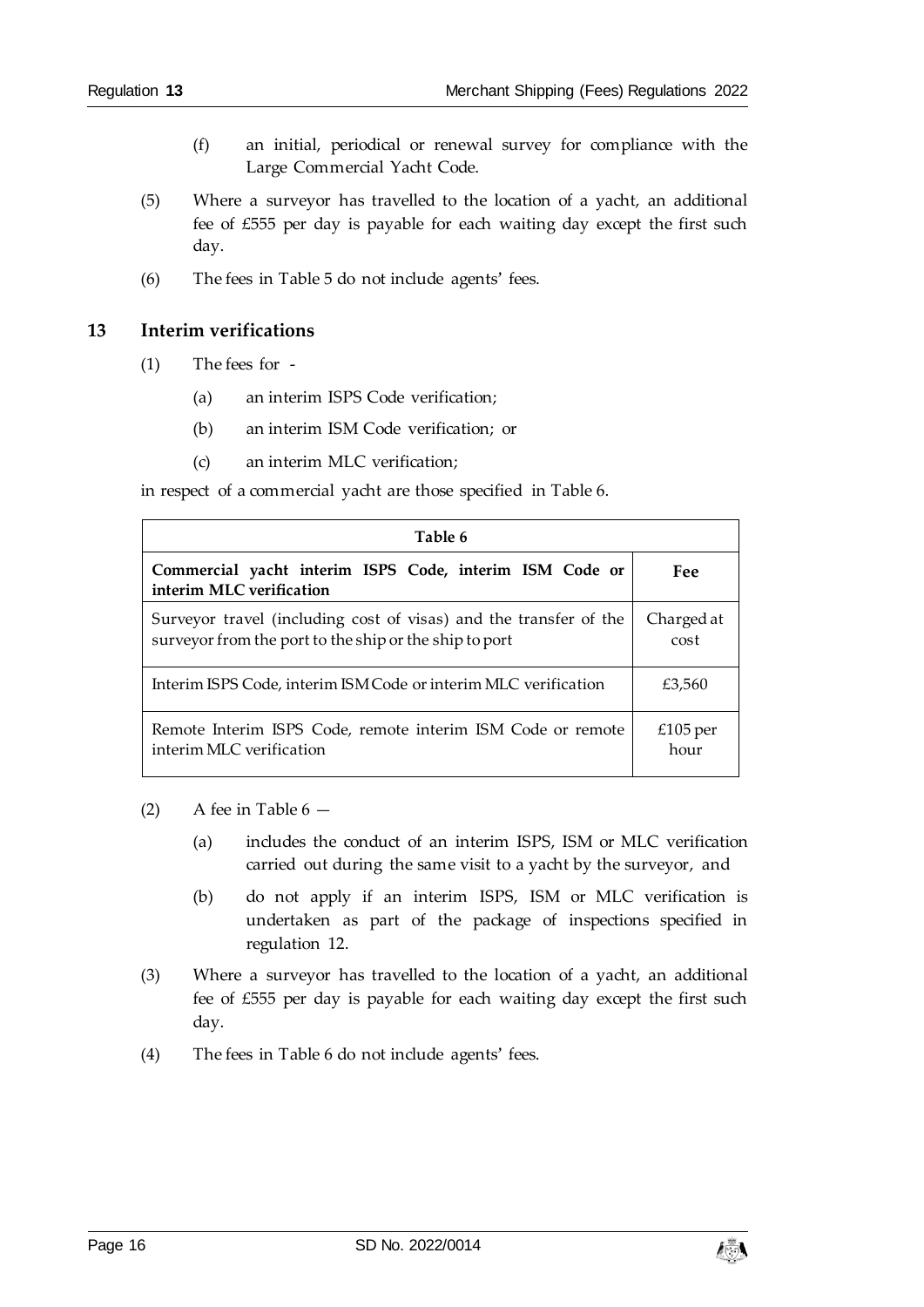(f) an initial, periodical or renewal survey for compliance with the Large Commercial Yacht Code.

(5) Where a surveyor has travelled to the location of a yacht, an additional fee of £555 per day is payable for each waiting day except the first such day.

(6) The fees in Table 5 do not include agents' fees.

## 13 Interim verifications

(1) The fees for -

(a) an interim ISPS Code verification;

(b) an interim ISM Code verification; or

(c) an interim MLC verification;

in respect of a commercial yacht are those specified in Table 6.

| Table 6 | |
|---|---|
| **Commercial yacht interim ISPS Code, interim ISM Code or interim MLC verification** | **Fee** |
| Surveyor travel (including cost of visas) and the transfer of the surveyor from the port to the ship or the ship to port | Charged at cost |
| Interim ISPS Code, interim ISM Code or interim MLC verification | £3,560 |
| Remote Interim ISPS Code, remote interim ISM Code or remote interim MLC verification | £105 per hour |

(2) A fee in Table 6 —

(a) includes the conduct of an interim ISPS, ISM or MLC verification carried out during the same visit to a yacht by the surveyor, and

(b) do not apply if an interim ISPS, ISM or MLC verification is undertaken as part of the package of inspections specified in regulation 12.

(3) Where a surveyor has travelled to the location of a yacht, an additional fee of £555 per day is payable for each waiting day except the first such day.

(4) The fees in Table 6 do not include agents' fees.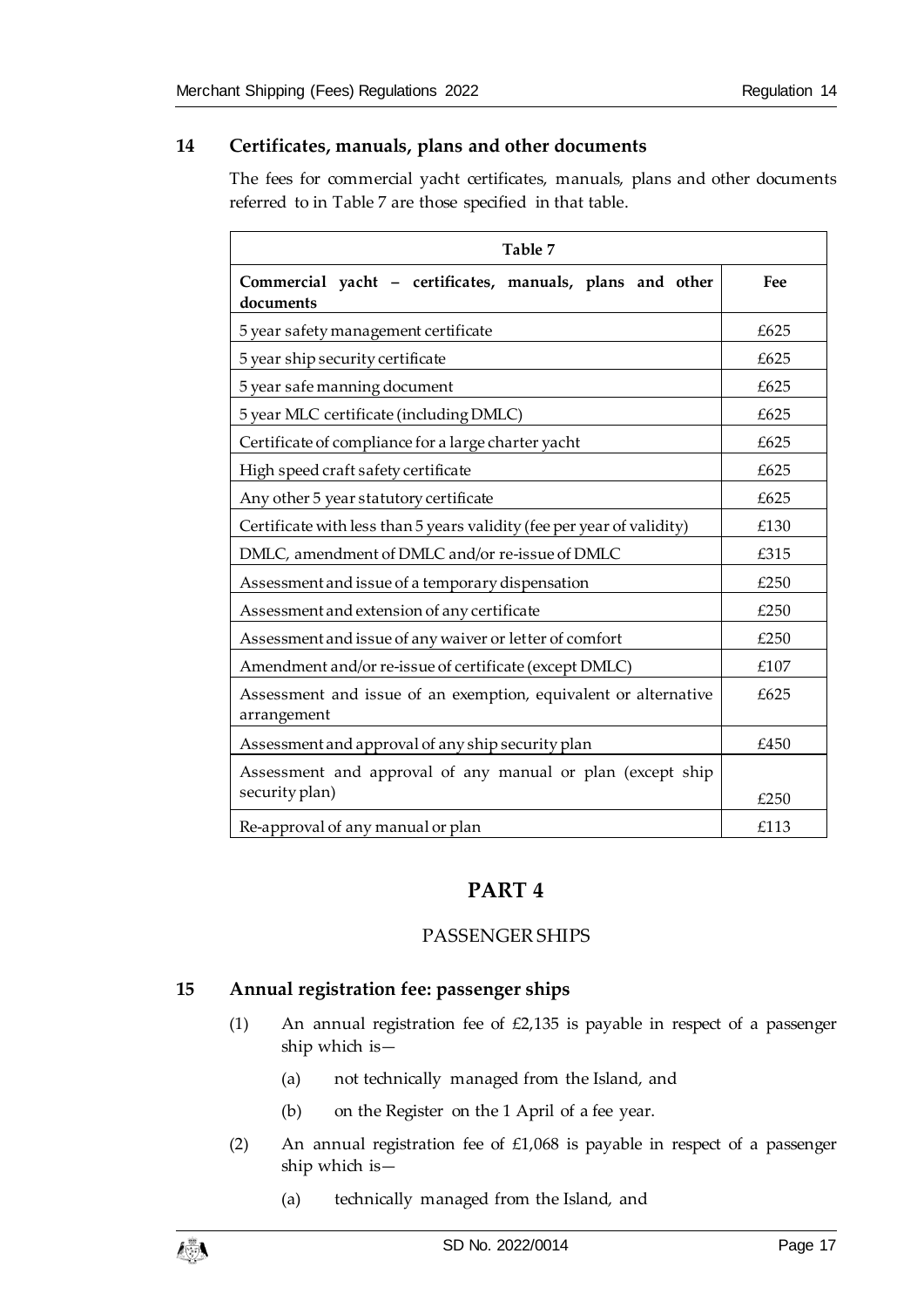## 14 Certificates, manuals, plans and other documents

The fees for commercial yacht certificates, manuals, plans and other documents referred to in Table 7 are those specified in that table.

| Table 7 | |
|---|---|
| **Commercial yacht – certificates, manuals, plans and other documents** | **Fee** |
| 5 year safety management certificate | £625 |
| 5 year ship security certificate | £625 |
| 5 year safe manning document | £625 |
| 5 year MLC certificate (including DMLC) | £625 |
| Certificate of compliance for a large charter yacht | £625 |
| High speed craft safety certificate | £625 |
| Any other 5 year statutory certificate | £625 |
| Certificate with less than 5 years validity (fee per year of validity) | £130 |
| DMLC, amendment of DMLC and/or re-issue of DMLC | £315 |
| Assessment and issue of a temporary dispensation | £250 |
| Assessment and extension of any certificate | £250 |
| Assessment and issue of any waiver or letter of comfort | £250 |
| Amendment and/or re-issue of certificate (except DMLC) | £107 |
| Assessment and issue of an exemption, equivalent or alternative arrangement | £625 |
| Assessment and approval of any ship security plan | £450 |
| Assessment and approval of any manual or plan (except ship security plan) | £250 |
| Re-approval of any manual or plan | £113 |

# PART 4

## PASSENGER SHIPS

## 15 Annual registration fee: passenger ships

(1) An annual registration fee of £2,135 is payable in respect of a passenger ship which is—

(a) not technically managed from the Island, and

(b) on the Register on the 1 April of a fee year.

(2) An annual registration fee of £1,068 is payable in respect of a passenger ship which is—

(a) technically managed from the Island, and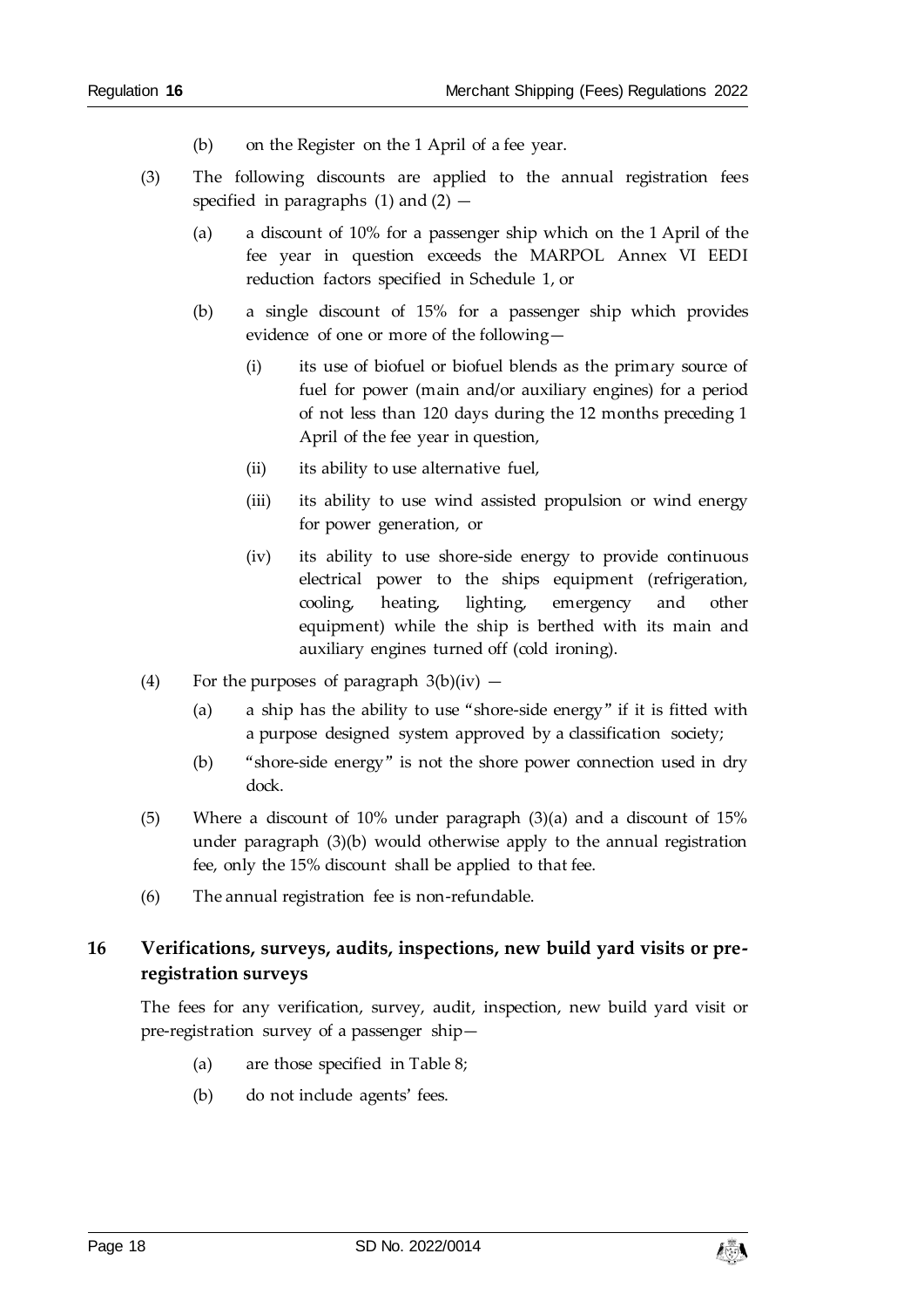(b) on the Register on the 1 April of a fee year.

(3) The following discounts are applied to the annual registration fees specified in paragraphs (1) and (2) —

(a) a discount of 10% for a passenger ship which on the 1 April of the fee year in question exceeds the MARPOL Annex VI EEDI reduction factors specified in Schedule 1, or

(b) a single discount of 15% for a passenger ship which provides evidence of one or more of the following—

(i) its use of biofuel or biofuel blends as the primary source of fuel for power (main and/or auxiliary engines) for a period of not less than 120 days during the 12 months preceding 1 April of the fee year in question,

(ii) its ability to use alternative fuel,

(iii) its ability to use wind assisted propulsion or wind energy for power generation, or

(iv) its ability to use shore-side energy to provide continuous electrical power to the ships equipment (refrigeration, cooling, heating, lighting, emergency and other equipment) while the ship is berthed with its main and auxiliary engines turned off (cold ironing).

(4) For the purposes of paragraph 3(b)(iv) —

(a) a ship has the ability to use "shore-side energy" if it is fitted with a purpose designed system approved by a classification society;

(b) "shore-side energy" is not the shore power connection used in dry dock.

(5) Where a discount of 10% under paragraph (3)(a) and a discount of 15% under paragraph (3)(b) would otherwise apply to the annual registration fee, only the 15% discount shall be applied to that fee.

(6) The annual registration fee is non-refundable.

## 16 Verifications, surveys, audits, inspections, new build yard visits or pre-registration surveys

The fees for any verification, survey, audit, inspection, new build yard visit or pre-registration survey of a passenger ship—

(a) are those specified in Table 8;

(b) do not include agents' fees.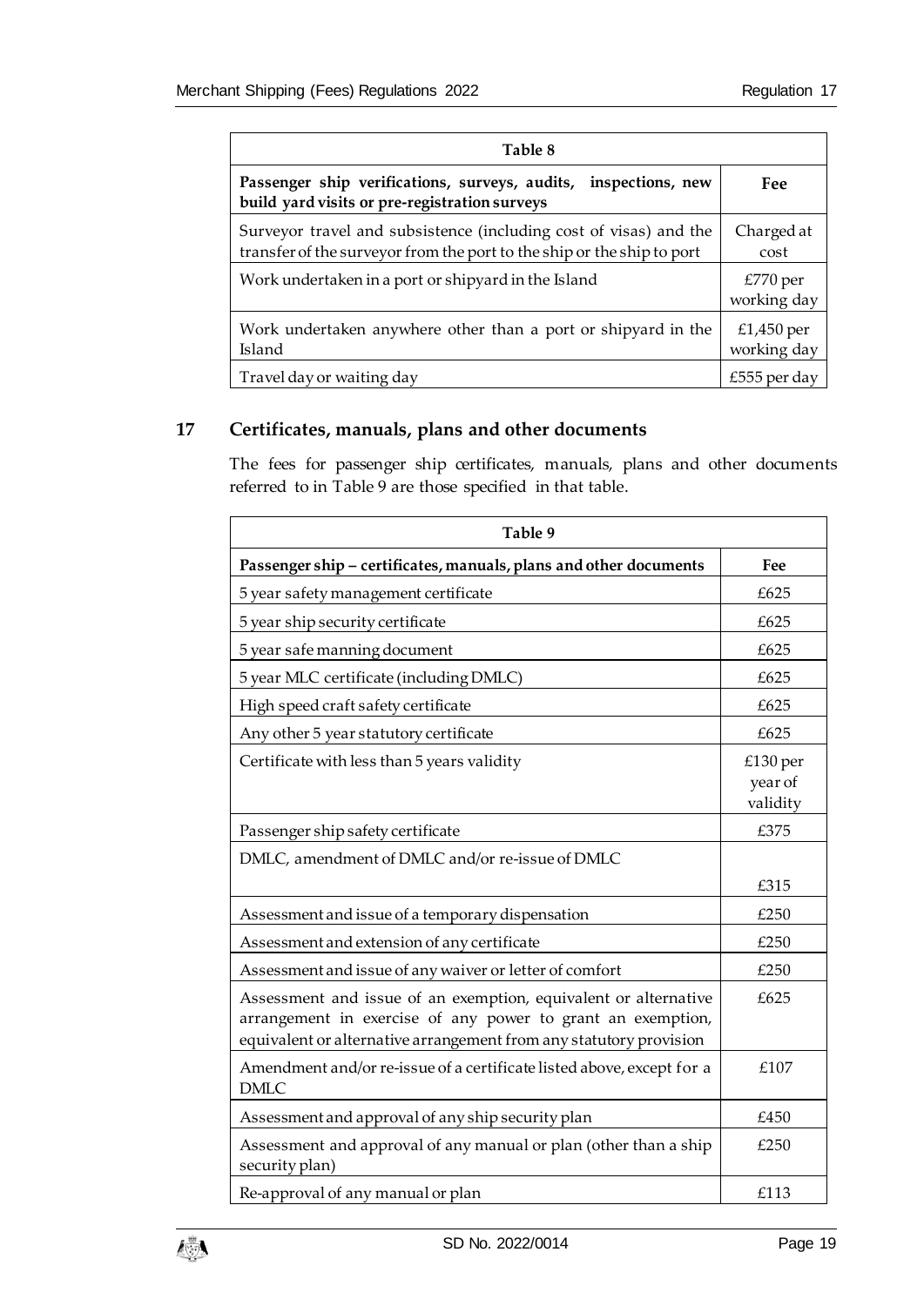| Table 8 | |
|---|---|
| **Passenger ship verifications, surveys, audits, inspections, new build yard visits or pre-registration surveys** | **Fee** |
| Surveyor travel and subsistence (including cost of visas) and the transfer of the surveyor from the port to the ship or the ship to port | Charged at cost |
| Work undertaken in a port or shipyard in the Island | £770 per working day |
| Work undertaken anywhere other than a port or shipyard in the Island | £1,450 per working day |
| Travel day or waiting day | £555 per day |

## 17 Certificates, manuals, plans and other documents

The fees for passenger ship certificates, manuals, plans and other documents referred to in Table 9 are those specified in that table.

| Table 9 | |
|---|---|
| **Passenger ship – certificates, manuals, plans and other documents** | **Fee** |
| 5 year safety management certificate | £625 |
| 5 year ship security certificate | £625 |
| 5 year safe manning document | £625 |
| 5 year MLC certificate (including DMLC) | £625 |
| High speed craft safety certificate | £625 |
| Any other 5 year statutory certificate | £625 |
| Certificate with less than 5 years validity | £130 per year of validity |
| Passenger ship safety certificate | £375 |
| DMLC, amendment of DMLC and/or re-issue of DMLC | £315 |
| Assessment and issue of a temporary dispensation | £250 |
| Assessment and extension of any certificate | £250 |
| Assessment and issue of any waiver or letter of comfort | £250 |
| Assessment and issue of an exemption, equivalent or alternative arrangement in exercise of any power to grant an exemption, equivalent or alternative arrangement from any statutory provision | £625 |
| Amendment and/or re-issue of a certificate listed above, except for a DMLC | £107 |
| Assessment and approval of any ship security plan | £450 |
| Assessment and approval of any manual or plan (other than a ship security plan) | £250 |
| Re-approval of any manual or plan | £113 |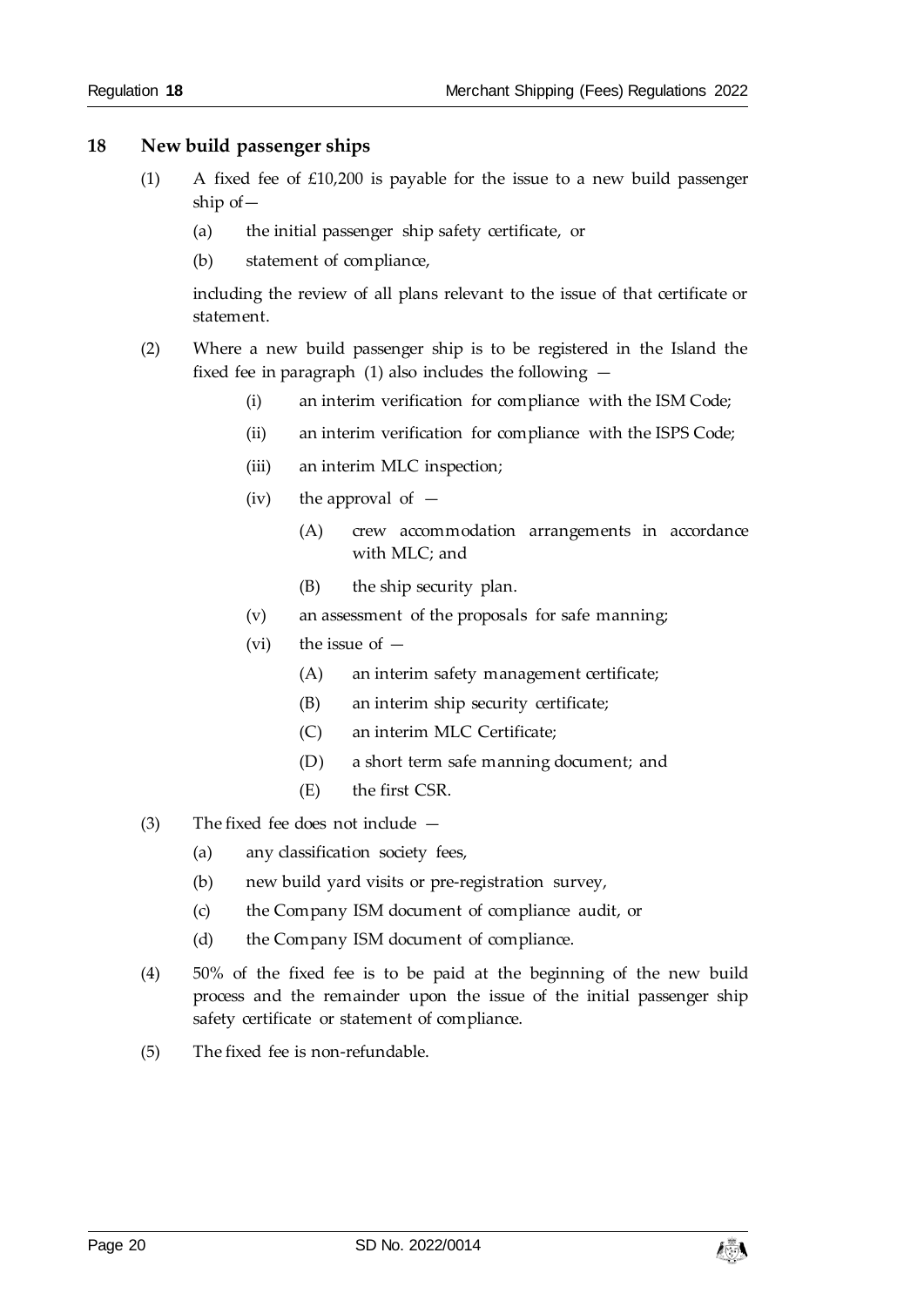## 18 New build passenger ships

(1) A fixed fee of £10,200 is payable for the issue to a new build passenger ship of—

(a) the initial passenger ship safety certificate, or

(b) statement of compliance,

including the review of all plans relevant to the issue of that certificate or statement.

(2) Where a new build passenger ship is to be registered in the Island the fixed fee in paragraph (1) also includes the following —

(i) an interim verification for compliance with the ISM Code;

(ii) an interim verification for compliance with the ISPS Code;

(iii) an interim MLC inspection;

(iv) the approval of —

(A) crew accommodation arrangements in accordance with MLC; and

(B) the ship security plan.

(v) an assessment of the proposals for safe manning;

(vi) the issue of —

(A) an interim safety management certificate;

(B) an interim ship security certificate;

(C) an interim MLC Certificate;

(D) a short term safe manning document; and

(E) the first CSR.

(3) The fixed fee does not include —

(a) any classification society fees,

(b) new build yard visits or pre-registration survey,

(c) the Company ISM document of compliance audit, or

(d) the Company ISM document of compliance.

(4) 50% of the fixed fee is to be paid at the beginning of the new build process and the remainder upon the issue of the initial passenger ship safety certificate or statement of compliance.

(5) The fixed fee is non-refundable.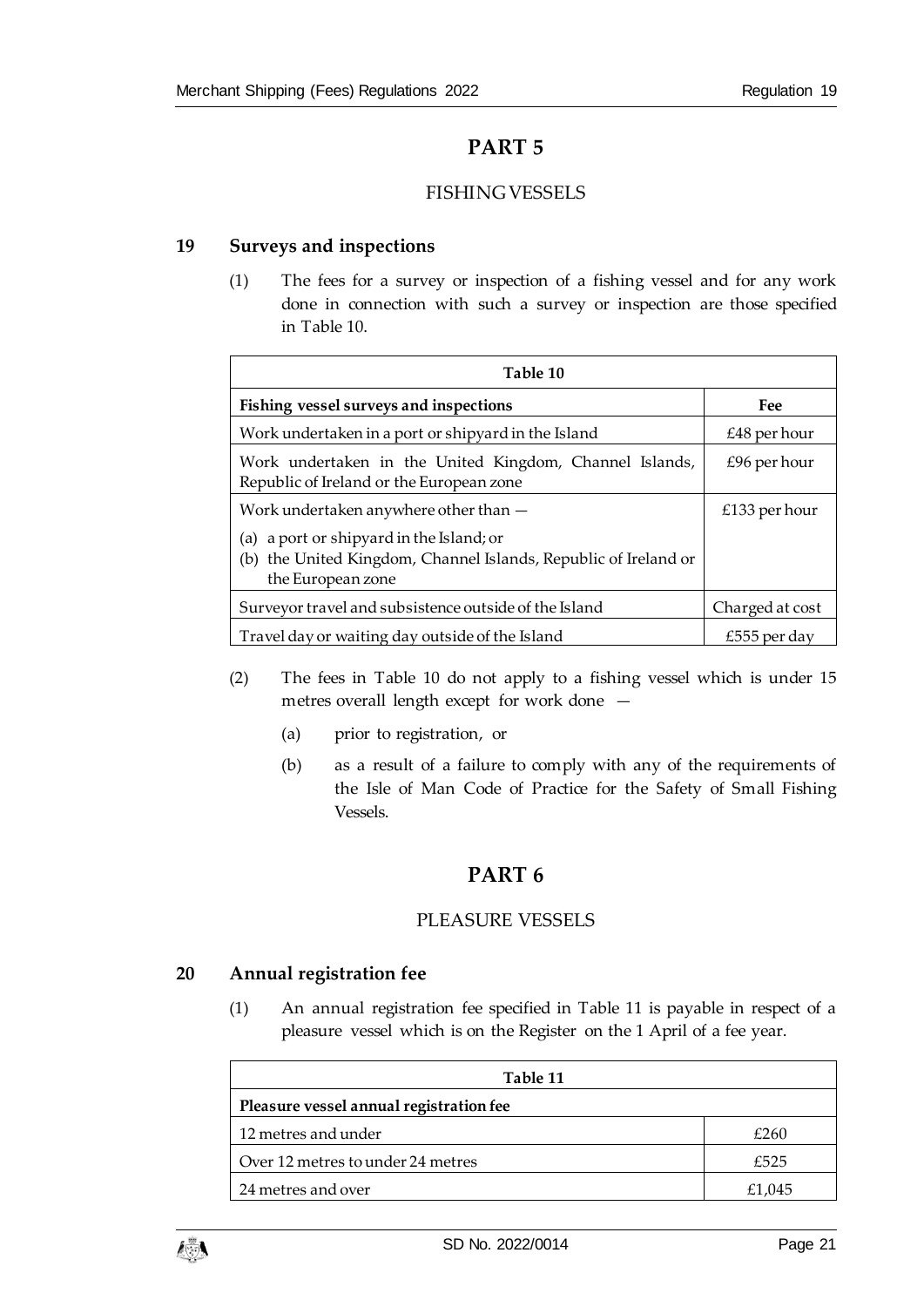# PART 5

## FISHING VESSELS

### 19 Surveys and inspections

(1) The fees for a survey or inspection of a fishing vessel and for any work done in connection with such a survey or inspection are those specified in Table 10.

| Table 10 | |
|---|---|
| **Fishing vessel surveys and inspections** | **Fee** |
| Work undertaken in a port or shipyard in the Island | £48 per hour |
| Work undertaken in the United Kingdom, Channel Islands, Republic of Ireland or the European zone | £96 per hour |
| Work undertaken anywhere other than — (a) a port or shipyard in the Island; or (b) the United Kingdom, Channel Islands, Republic of Ireland or the European zone | £133 per hour |
| Surveyor travel and subsistence outside of the Island | Charged at cost |
| Travel day or waiting day outside of the Island | £555 per day |

(2) The fees in Table 10 do not apply to a fishing vessel which is under 15 metres overall length except for work done —

(a) prior to registration, or

(b) as a result of a failure to comply with any of the requirements of the Isle of Man Code of Practice for the Safety of Small Fishing Vessels.

# PART 6

## PLEASURE VESSELS

### 20 Annual registration fee

(1) An annual registration fee specified in Table 11 is payable in respect of a pleasure vessel which is on the Register on the 1 April of a fee year.

| Table 11 | |
|---|---|
| **Pleasure vessel annual registration fee** | |
| 12 metres and under | £260 |
| Over 12 metres to under 24 metres | £525 |
| 24 metres and over | £1,045 |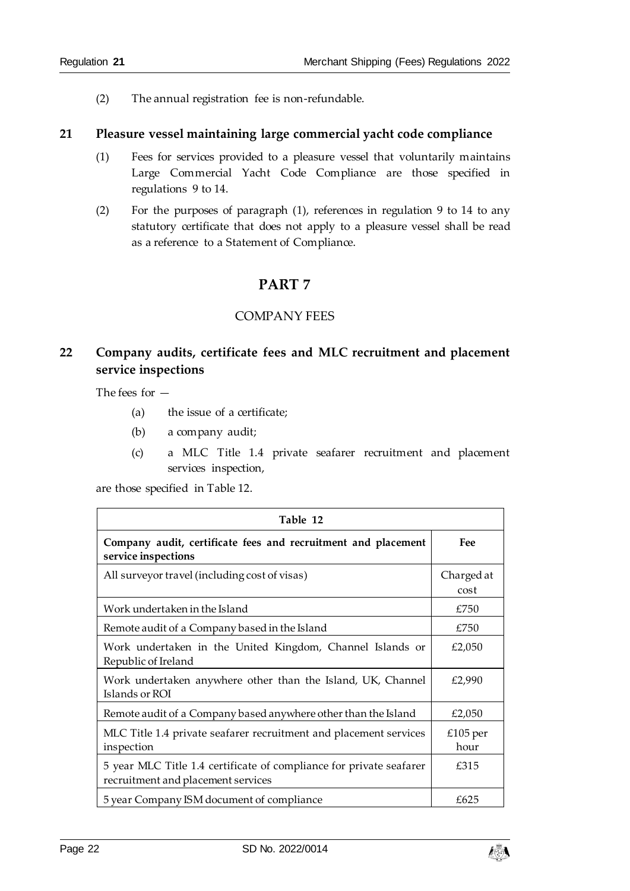(2) The annual registration fee is non-refundable.

## 21 Pleasure vessel maintaining large commercial yacht code compliance

(1) Fees for services provided to a pleasure vessel that voluntarily maintains Large Commercial Yacht Code Compliance are those specified in regulations 9 to 14.

(2) For the purposes of paragraph (1), references in regulation 9 to 14 to any statutory certificate that does not apply to a pleasure vessel shall be read as a reference to a Statement of Compliance.

# PART 7

## COMPANY FEES

## 22 Company audits, certificate fees and MLC recruitment and placement service inspections

The fees for —

(a) the issue of a certificate;

(b) a company audit;

(c) a MLC Title 1.4 private seafarer recruitment and placement services inspection,

are those specified in Table 12.

| Table 12 | |
|---|---|
| **Company audit, certificate fees and recruitment and placement service inspections** | **Fee** |
| All surveyor travel (including cost of visas) | Charged at cost |
| Work undertaken in the Island | £750 |
| Remote audit of a Company based in the Island | £750 |
| Work undertaken in the United Kingdom, Channel Islands or Republic of Ireland | £2,050 |
| Work undertaken anywhere other than the Island, UK, Channel Islands or ROI | £2,990 |
| Remote audit of a Company based anywhere other than the Island | £2,050 |
| MLC Title 1.4 private seafarer recruitment and placement services inspection | £105 per hour |
| 5 year MLC Title 1.4 certificate of compliance for private seafarer recruitment and placement services | £315 |
| 5 year Company ISM document of compliance | £625 |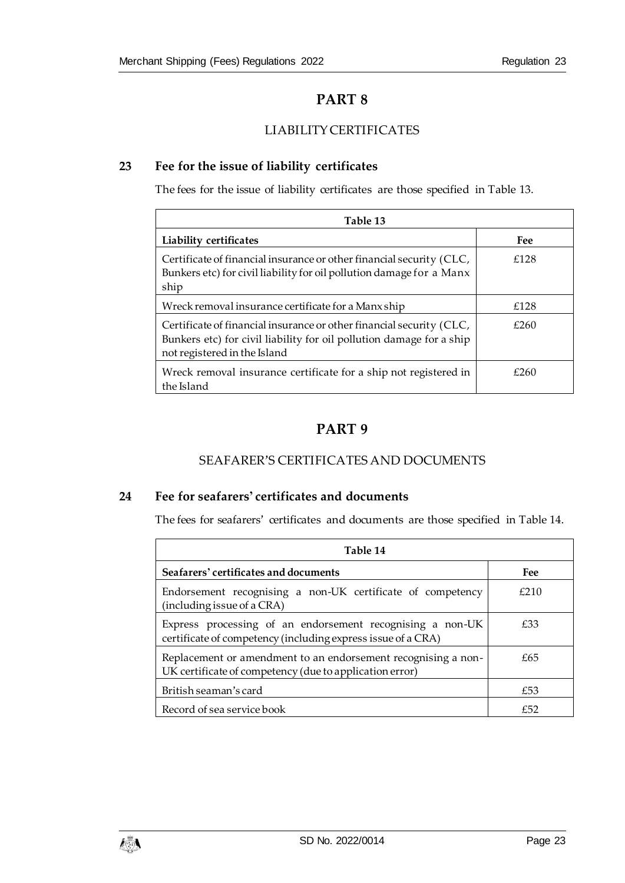# PART 8

## LIABILITY CERTIFICATES

### 23 Fee for the issue of liability certificates

The fees for the issue of liability certificates are those specified in Table 13.

| Table 13 | |
|---|---|
| **Liability certificates** | **Fee** |
| Certificate of financial insurance or other financial security (CLC, Bunkers etc) for civil liability for oil pollution damage for a Manx ship | £128 |
| Wreck removal insurance certificate for a Manx ship | £128 |
| Certificate of financial insurance or other financial security (CLC, Bunkers etc) for civil liability for oil pollution damage for a ship not registered in the Island | £260 |
| Wreck removal insurance certificate for a ship not registered in the Island | £260 |

# PART 9

## SEAFARER'S CERTIFICATES AND DOCUMENTS

### 24 Fee for seafarers' certificates and documents

The fees for seafarers' certificates and documents are those specified in Table 14.

| Table 14 | |
|---|---|
| **Seafarers' certificates and documents** | **Fee** |
| Endorsement recognising a non-UK certificate of competency (including issue of a CRA) | £210 |
| Express processing of an endorsement recognising a non-UK certificate of competency (including express issue of a CRA) | £33 |
| Replacement or amendment to an endorsement recognising a non-UK certificate of competency (due to application error) | £65 |
| British seaman's card | £53 |
| Record of sea service book | £52 |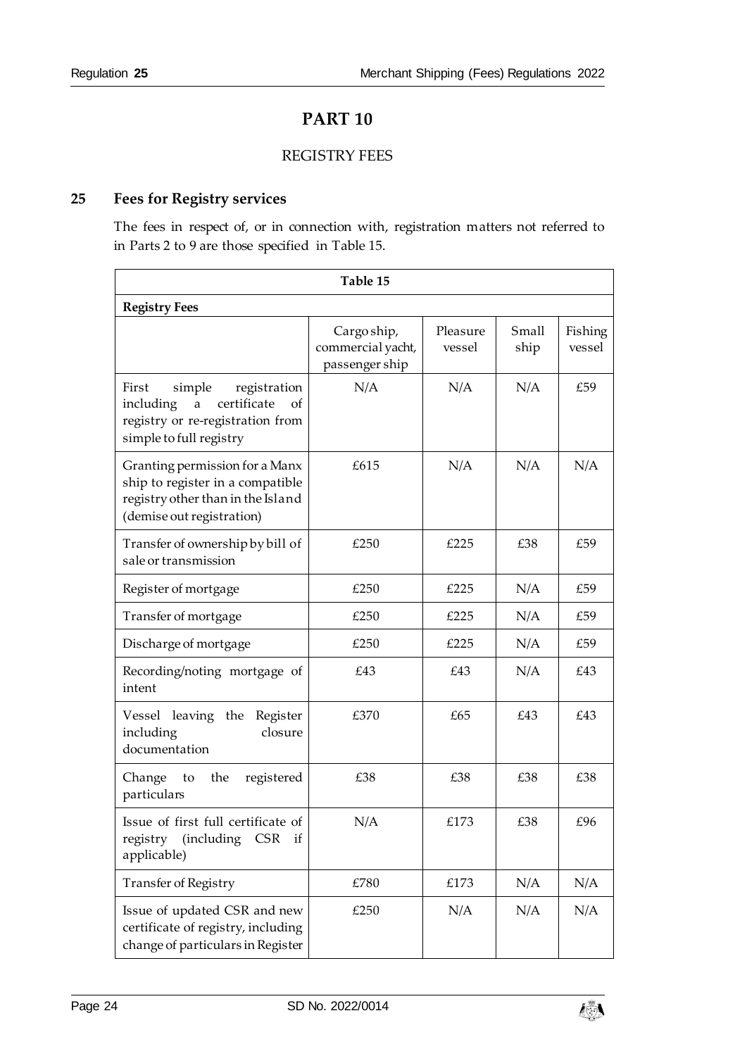# PART 10

## REGISTRY FEES

### 25 Fees for Registry services

The fees in respect of, or in connection with, registration matters not referred to in Parts 2 to 9 are those specified in Table 15.

| Table 15 | | | | |
|---|---|---|---|---|
| **Registry Fees** | | | | |
| | Cargo ship, commercial yacht, passenger ship | Pleasure vessel | Small ship | Fishing vessel |
| First simple registration including a certificate of registry or re-registration from simple to full registry | N/A | N/A | N/A | £59 |
| Granting permission for a Manx ship to register in a compatible registry other than in the Island (demise out registration) | £615 | N/A | N/A | N/A |
| Transfer of ownership by bill of sale or transmission | £250 | £225 | £38 | £59 |
| Register of mortgage | £250 | £225 | N/A | £59 |
| Transfer of mortgage | £250 | £225 | N/A | £59 |
| Discharge of mortgage | £250 | £225 | N/A | £59 |
| Recording/noting mortgage of intent | £43 | £43 | N/A | £43 |
| Vessel leaving the Register including closure documentation | £370 | £65 | £43 | £43 |
| Change to the registered particulars | £38 | £38 | £38 | £38 |
| Issue of first full certificate of registry (including CSR if applicable) | N/A | £173 | £38 | £96 |
| Transfer of Registry | £780 | £173 | N/A | N/A |
| Issue of updated CSR and new certificate of registry, including change of particulars in Register | £250 | N/A | N/A | N/A |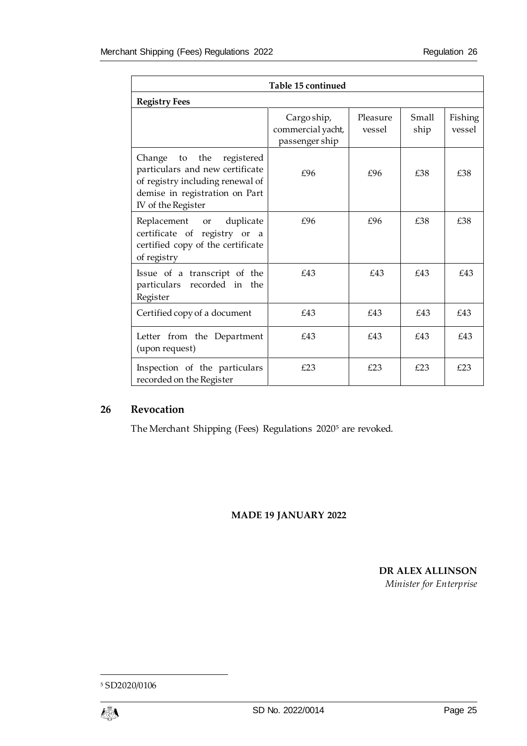| Table 15 continued | | | | |
|---|---|---|---|---|
| **Registry Fees** | | | | |
| | Cargo ship, commercial yacht, passenger ship | Pleasure vessel | Small ship | Fishing vessel |
| Change to the registered particulars and new certificate of registry including renewal of demise in registration on Part IV of the Register | £96 | £96 | £38 | £38 |
| Replacement or duplicate certificate of registry or a certified copy of the certificate of registry | £96 | £96 | £38 | £38 |
| Issue of a transcript of the particulars recorded in the Register | £43 | £43 | £43 | £43 |
| Certified copy of a document | £43 | £43 | £43 | £43 |
| Letter from the Department (upon request) | £43 | £43 | £43 | £43 |
| Inspection of the particulars recorded on the Register | £23 | £23 | £23 | £23 |

## 26 Revocation

The Merchant Shipping (Fees) Regulations 2020[5] are revoked.

**MADE 19 JANUARY 2022**

**DR ALEX ALLINSON**
*Minister for Enterprise*

[5] SD2020/0106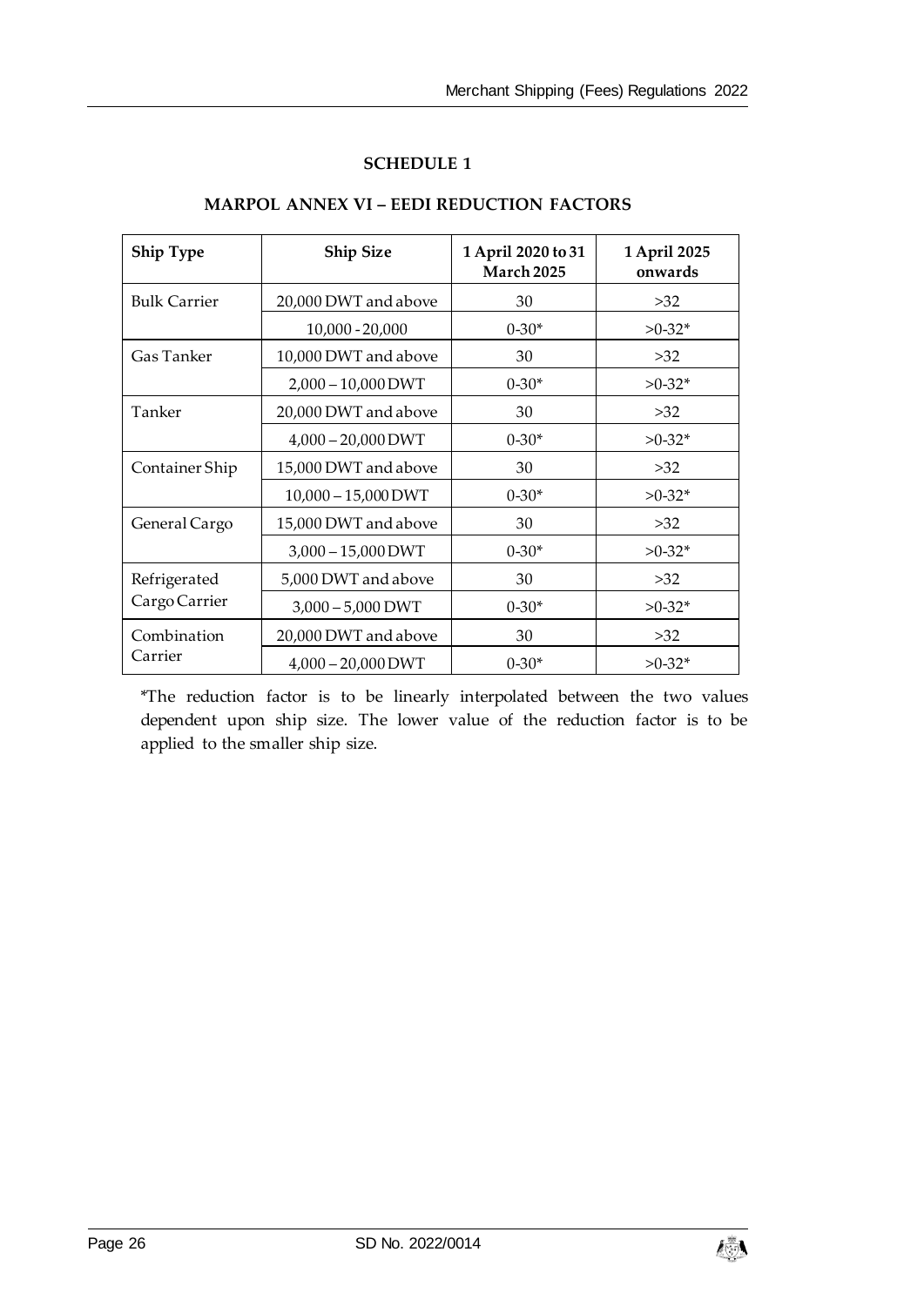## SCHEDULE 1

### MARPOL ANNEX VI – EEDI REDUCTION FACTORS

| Ship Type | Ship Size | 1 April 2020 to 31 March 2025 | 1 April 2025 onwards |
|---|---|---|---|
| Bulk Carrier | 20,000 DWT and above | 30 | >32 |
| | 10,000 - 20,000 | 0-30* | >0-32* |
| Gas Tanker | 10,000 DWT and above | 30 | >32 |
| | 2,000 – 10,000 DWT | 0-30* | >0-32* |
| Tanker | 20,000 DWT and above | 30 | >32 |
| | 4,000 – 20,000 DWT | 0-30* | >0-32* |
| Container Ship | 15,000 DWT and above | 30 | >32 |
| | 10,000 – 15,000 DWT | 0-30* | >0-32* |
| General Cargo | 15,000 DWT and above | 30 | >32 |
| | 3,000 – 15,000 DWT | 0-30* | >0-32* |
| Refrigerated Cargo Carrier | 5,000 DWT and above | 30 | >32 |
| | 3,000 – 5,000 DWT | 0-30* | >0-32* |
| Combination Carrier | 20,000 DWT and above | 30 | >32 |
| | 4,000 – 20,000 DWT | 0-30* | >0-32* |

*The reduction factor is to be linearly interpolated between the two values dependent upon ship size. The lower value of the reduction factor is to be applied to the smaller ship size.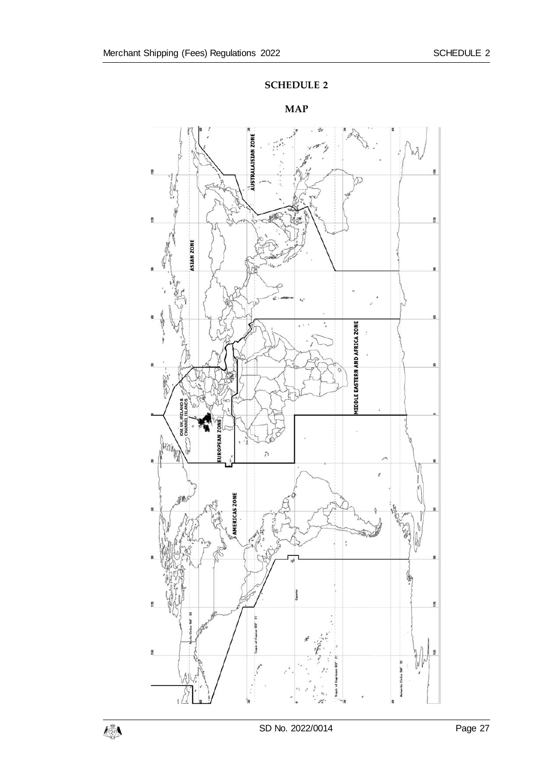# SCHEDULE 2

## MAP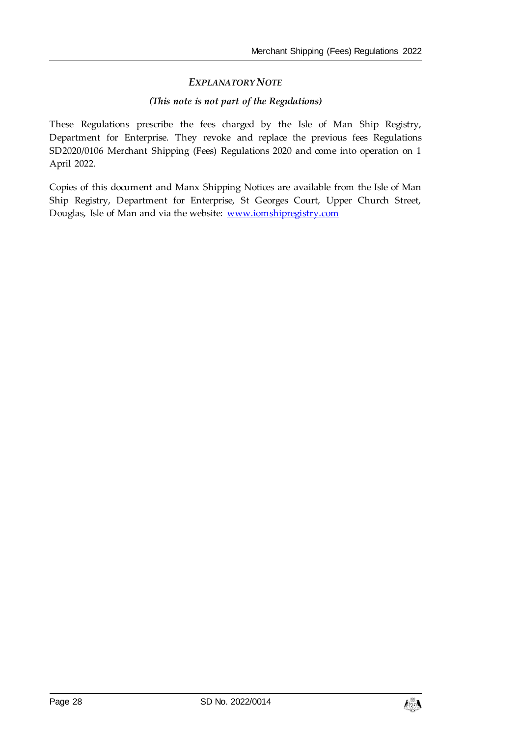## *EXPLANATORY NOTE*

***(This note is not part of the Regulations)***

These Regulations prescribe the fees charged by the Isle of Man Ship Registry, Department for Enterprise. They revoke and replace the previous fees Regulations SD2020/0106 Merchant Shipping (Fees) Regulations 2020 and come into operation on 1 April 2022.

Copies of this document and Manx Shipping Notices are available from the Isle of Man Ship Registry, Department for Enterprise, St Georges Court, Upper Church Street, Douglas, Isle of Man and via the website: [www.iomshipregistry.com](http://www.iomshipregistry.com)